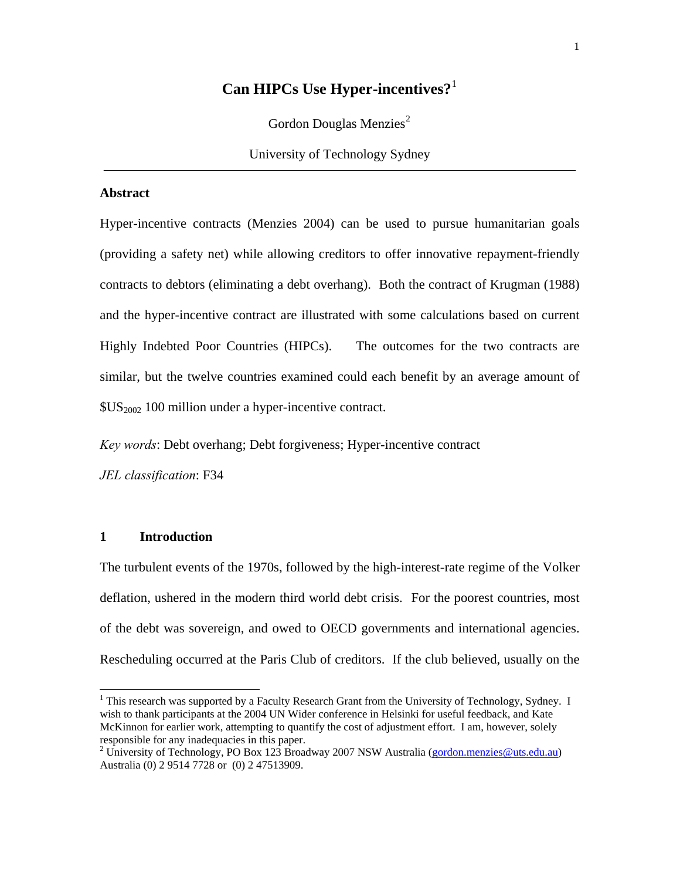# Can HIPCs Use Hyper-incentives?[1]

Gordon Douglas Menzies[2]

University of Technology Sydney

---

## Abstract

Hyper-incentive contracts (Menzies 2004) can be used to pursue humanitarian goals (providing a safety net) while allowing creditors to offer innovative repayment-friendly contracts to debtors (eliminating a debt overhang). Both the contract of Krugman (1988) and the hyper-incentive contract are illustrated with some calculations based on current Highly Indebted Poor Countries (HIPCs). The outcomes for the two contracts are similar, but the twelve countries examined could each benefit by an average amount of $\$US_{2002}$ 100 million under a hyper-incentive contract.

*Key words*: Debt overhang; Debt forgiveness; Hyper-incentive contract

*JEL classification*: F34

## 1 Introduction

The turbulent events of the 1970s, followed by the high-interest-rate regime of the Volker deflation, ushered in the modern third world debt crisis. For the poorest countries, most of the debt was sovereign, and owed to OECD governments and international agencies. Rescheduling occurred at the Paris Club of creditors. If the club believed, usually on the

---

[1] This research was supported by a Faculty Research Grant from the University of Technology, Sydney. I wish to thank participants at the 2004 UN Wider conference in Helsinki for useful feedback, and Kate McKinnon for earlier work, attempting to quantify the cost of adjustment effort. I am, however, solely responsible for any inadequacies in this paper.

[2] University of Technology, PO Box 123 Broadway 2007 NSW Australia (gordon.menzies@uts.edu.au) Australia (0) 2 9514 7728 or (0) 2 47513909.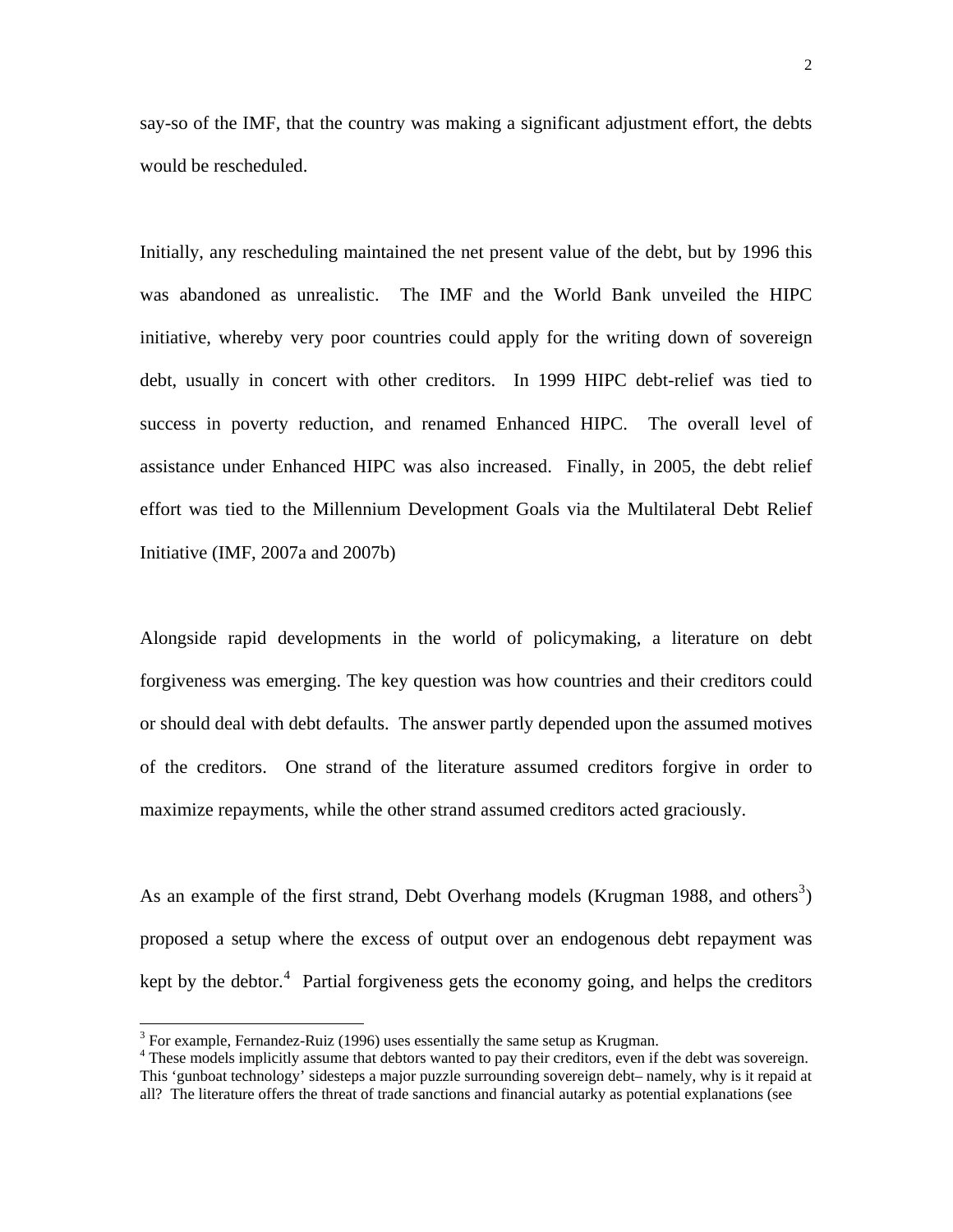say-so of the IMF, that the country was making a significant adjustment effort, the debts would be rescheduled.

Initially, any rescheduling maintained the net present value of the debt, but by 1996 this was abandoned as unrealistic. The IMF and the World Bank unveiled the HIPC initiative, whereby very poor countries could apply for the writing down of sovereign debt, usually in concert with other creditors. In 1999 HIPC debt-relief was tied to success in poverty reduction, and renamed Enhanced HIPC. The overall level of assistance under Enhanced HIPC was also increased. Finally, in 2005, the debt relief effort was tied to the Millennium Development Goals via the Multilateral Debt Relief Initiative (IMF, 2007a and 2007b)

Alongside rapid developments in the world of policymaking, a literature on debt forgiveness was emerging. The key question was how countries and their creditors could or should deal with debt defaults. The answer partly depended upon the assumed motives of the creditors. One strand of the literature assumed creditors forgive in order to maximize repayments, while the other strand assumed creditors acted graciously.

As an example of the first strand, Debt Overhang models (Krugman 1988, and others[3]) proposed a setup where the excess of output over an endogenous debt repayment was kept by the debtor.[4] Partial forgiveness gets the economy going, and helps the creditors

[3] For example, Fernandez-Ruiz (1996) uses essentially the same setup as Krugman.

[4] These models implicitly assume that debtors wanted to pay their creditors, even if the debt was sovereign. This 'gunboat technology' sidesteps a major puzzle surrounding sovereign debt– namely, why is it repaid at all? The literature offers the threat of trade sanctions and financial autarky as potential explanations (see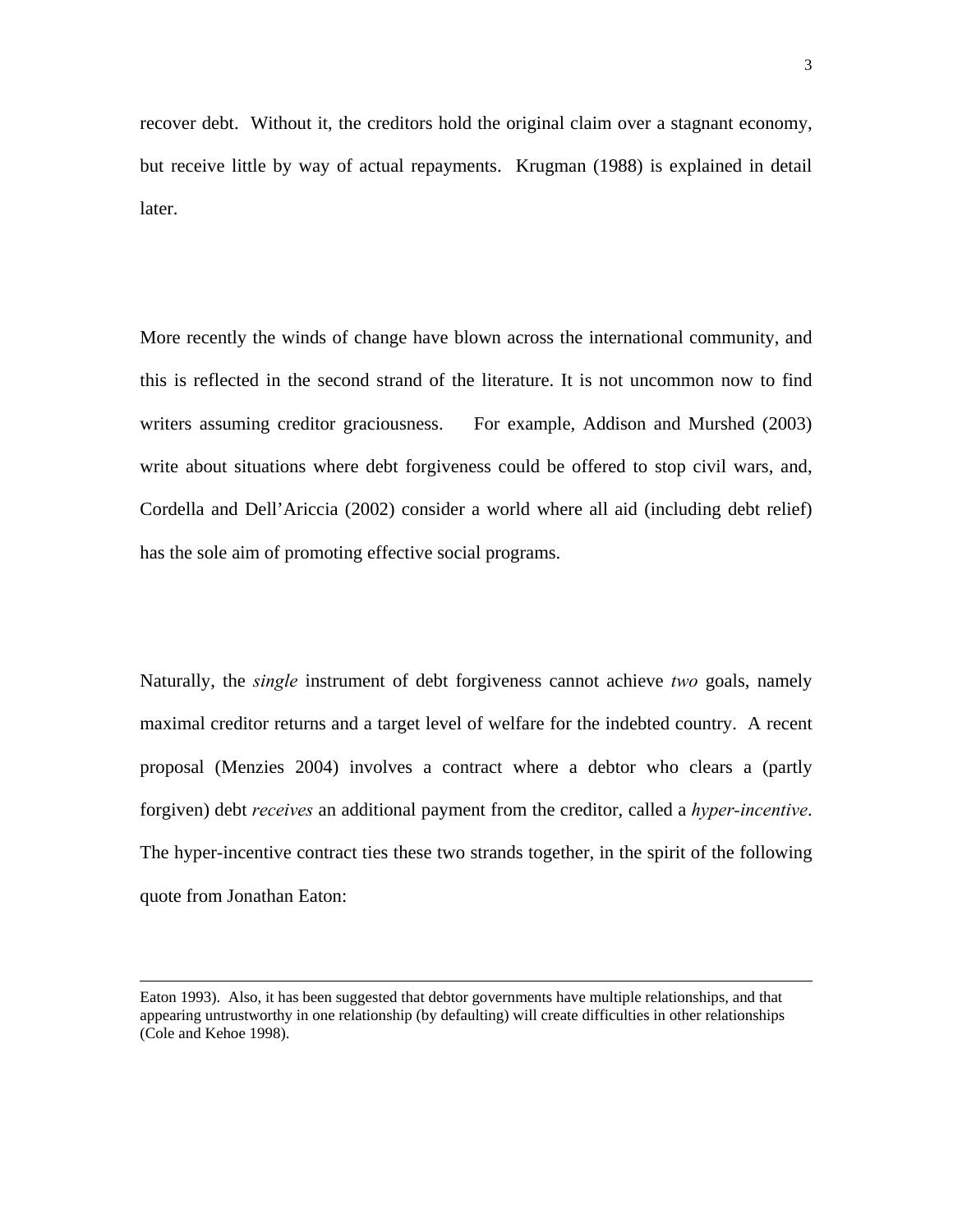recover debt. Without it, the creditors hold the original claim over a stagnant economy, but receive little by way of actual repayments. Krugman (1988) is explained in detail later.

More recently the winds of change have blown across the international community, and this is reflected in the second strand of the literature. It is not uncommon now to find writers assuming creditor graciousness. For example, Addison and Murshed (2003) write about situations where debt forgiveness could be offered to stop civil wars, and, Cordella and Dell'Ariccia (2002) consider a world where all aid (including debt relief) has the sole aim of promoting effective social programs.

Naturally, the *single* instrument of debt forgiveness cannot achieve *two* goals, namely maximal creditor returns and a target level of welfare for the indebted country. A recent proposal (Menzies 2004) involves a contract where a debtor who clears a (partly forgiven) debt *receives* an additional payment from the creditor, called a *hyper-incentive*. The hyper-incentive contract ties these two strands together, in the spirit of the following quote from Jonathan Eaton:

---

Eaton 1993). Also, it has been suggested that debtor governments have multiple relationships, and that appearing untrustworthy in one relationship (by defaulting) will create difficulties in other relationships (Cole and Kehoe 1998).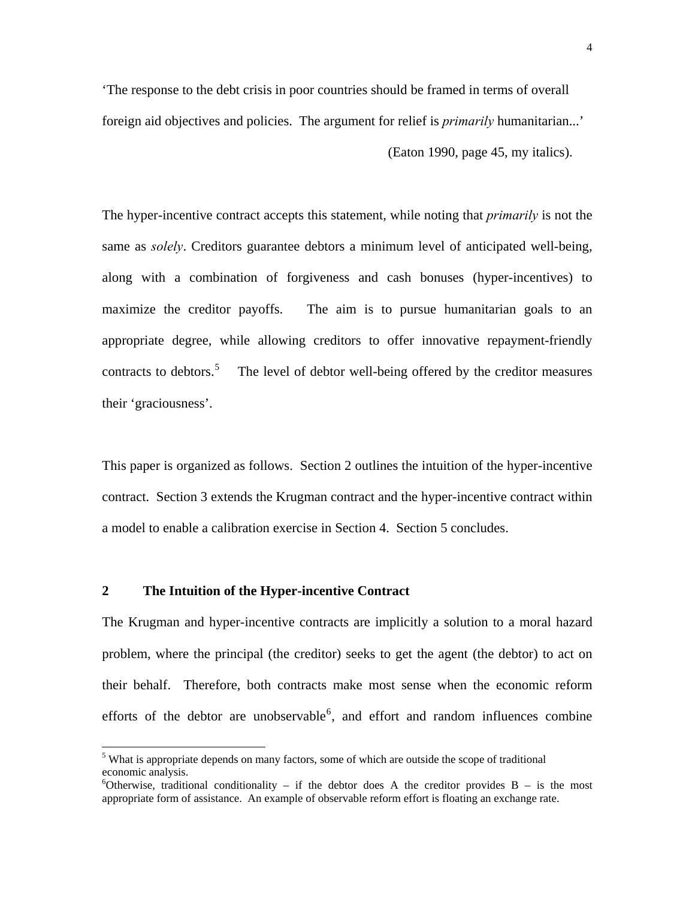'The response to the debt crisis in poor countries should be framed in terms of overall foreign aid objectives and policies. The argument for relief is *primarily* humanitarian...'

(Eaton 1990, page 45, my italics).

The hyper-incentive contract accepts this statement, while noting that *primarily* is not the same as *solely*. Creditors guarantee debtors a minimum level of anticipated well-being, along with a combination of forgiveness and cash bonuses (hyper-incentives) to maximize the creditor payoffs. The aim is to pursue humanitarian goals to an appropriate degree, while allowing creditors to offer innovative repayment-friendly contracts to debtors.[5] The level of debtor well-being offered by the creditor measures their 'graciousness'.

This paper is organized as follows. Section 2 outlines the intuition of the hyper-incentive contract. Section 3 extends the Krugman contract and the hyper-incentive contract within a model to enable a calibration exercise in Section 4. Section 5 concludes.

## 2 The Intuition of the Hyper-incentive Contract

The Krugman and hyper-incentive contracts are implicitly a solution to a moral hazard problem, where the principal (the creditor) seeks to get the agent (the debtor) to act on their behalf. Therefore, both contracts make most sense when the economic reform efforts of the debtor are unobservable[6], and effort and random influences combine

---

[5] What is appropriate depends on many factors, some of which are outside the scope of traditional economic analysis.

[6] Otherwise, traditional conditionality – if the debtor does A the creditor provides B – is the most appropriate form of assistance. An example of observable reform effort is floating an exchange rate.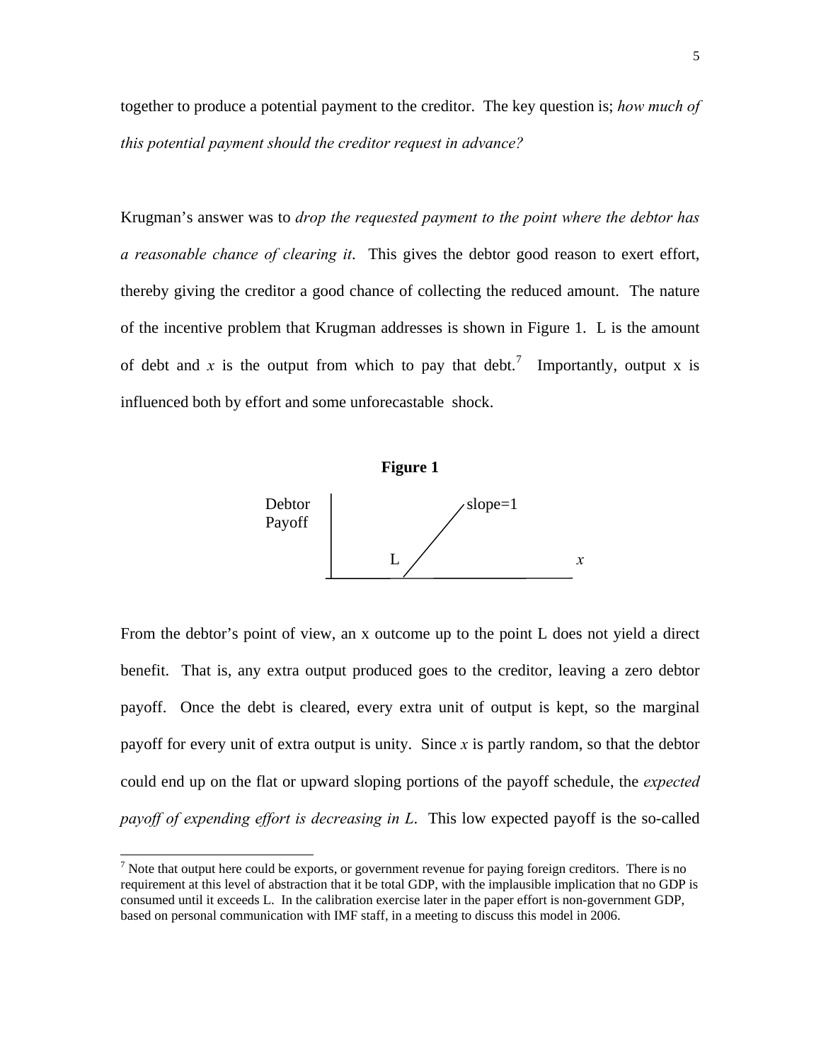together to produce a potential payment to the creditor. The key question is; *how much of this potential payment should the creditor request in advance?*

Krugman's answer was to *drop the requested payment to the point where the debtor has a reasonable chance of clearing it*. This gives the debtor good reason to exert effort, thereby giving the creditor a good chance of collecting the reduced amount. The nature of the incentive problem that Krugman addresses is shown in Figure 1. L is the amount of debt and $x$ is the output from which to pay that debt.[7] Importantly, output x is influenced both by effort and some unforecastable shock.

**Figure 1**

Debtor Payoff

slope=1

L

$x$

From the debtor's point of view, an x outcome up to the point L does not yield a direct benefit. That is, any extra output produced goes to the creditor, leaving a zero debtor payoff. Once the debt is cleared, every extra unit of output is kept, so the marginal payoff for every unit of extra output is unity. Since $x$ is partly random, so that the debtor could end up on the flat or upward sloping portions of the payoff schedule, the *expected payoff of expending effort is decreasing in L*. This low expected payoff is the so-called

[7] Note that output here could be exports, or government revenue for paying foreign creditors. There is no requirement at this level of abstraction that it be total GDP, with the implausible implication that no GDP is consumed until it exceeds L. In the calibration exercise later in the paper effort is non-government GDP, based on personal communication with IMF staff, in a meeting to discuss this model in 2006.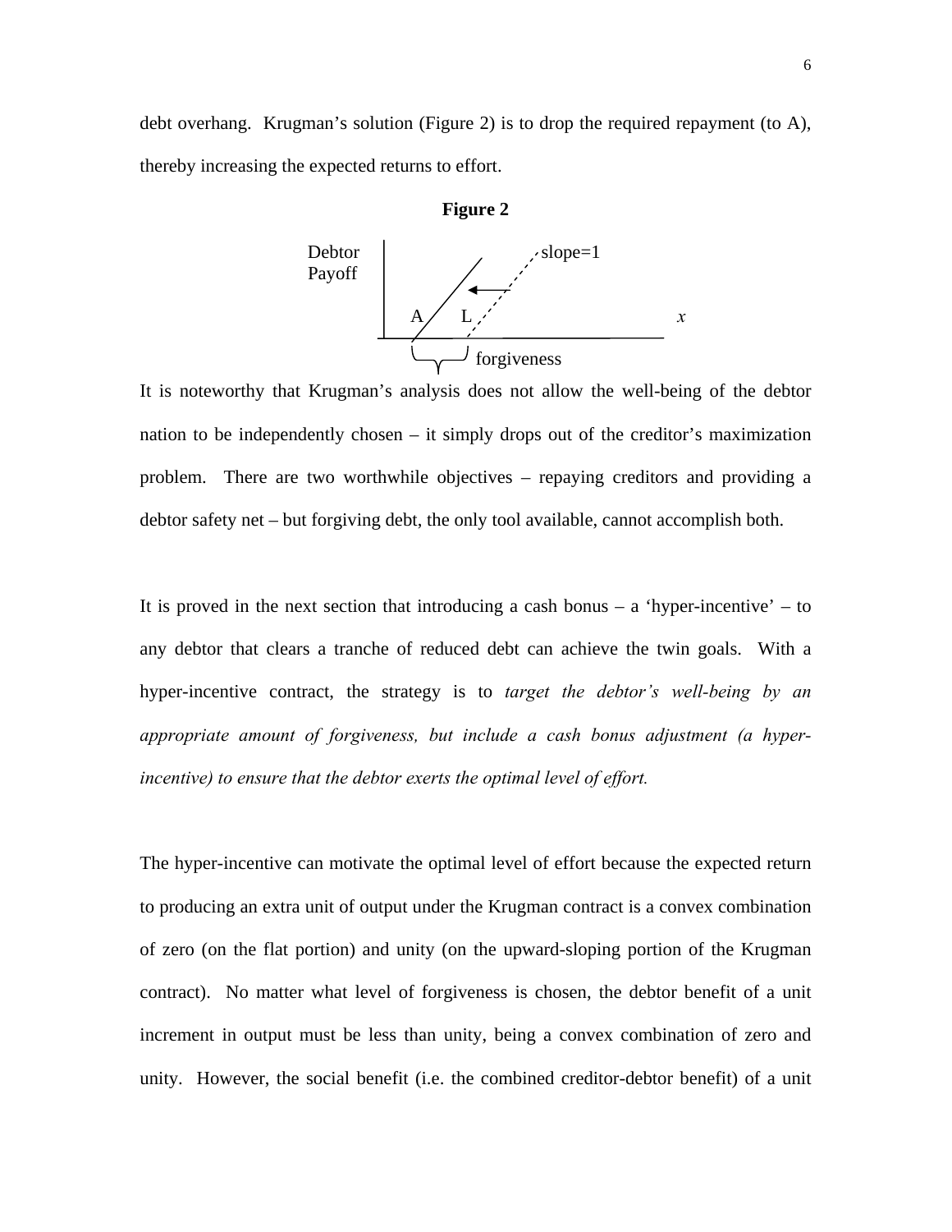debt overhang. Krugman's solution (Figure 2) is to drop the required repayment (to A), thereby increasing the expected returns to effort.

**Figure 2**

It is noteworthy that Krugman's analysis does not allow the well-being of the debtor nation to be independently chosen – it simply drops out of the creditor's maximization problem. There are two worthwhile objectives – repaying creditors and providing a debtor safety net – but forgiving debt, the only tool available, cannot accomplish both.

It is proved in the next section that introducing a cash bonus – a 'hyper-incentive' – to any debtor that clears a tranche of reduced debt can achieve the twin goals. With a hyper-incentive contract, the strategy is to *target the debtor's well-being by an appropriate amount of forgiveness, but include a cash bonus adjustment (a hyper-incentive) to ensure that the debtor exerts the optimal level of effort.*

The hyper-incentive can motivate the optimal level of effort because the expected return to producing an extra unit of output under the Krugman contract is a convex combination of zero (on the flat portion) and unity (on the upward-sloping portion of the Krugman contract). No matter what level of forgiveness is chosen, the debtor benefit of a unit increment in output must be less than unity, being a convex combination of zero and unity. However, the social benefit (i.e. the combined creditor-debtor benefit) of a unit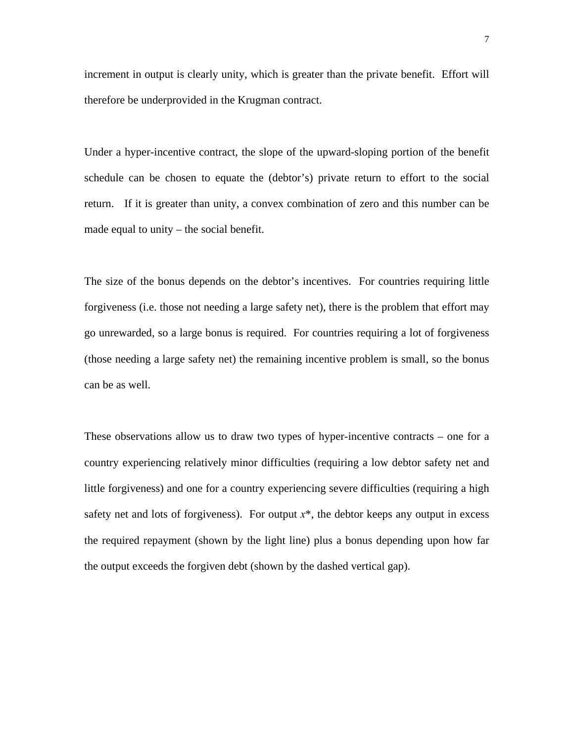increment in output is clearly unity, which is greater than the private benefit. Effort will therefore be underprovided in the Krugman contract.

Under a hyper-incentive contract, the slope of the upward-sloping portion of the benefit schedule can be chosen to equate the (debtor's) private return to effort to the social return. If it is greater than unity, a convex combination of zero and this number can be made equal to unity – the social benefit.

The size of the bonus depends on the debtor's incentives. For countries requiring little forgiveness (i.e. those not needing a large safety net), there is the problem that effort may go unrewarded, so a large bonus is required. For countries requiring a lot of forgiveness (those needing a large safety net) the remaining incentive problem is small, so the bonus can be as well.

These observations allow us to draw two types of hyper-incentive contracts – one for a country experiencing relatively minor difficulties (requiring a low debtor safety net and little forgiveness) and one for a country experiencing severe difficulties (requiring a high safety net and lots of forgiveness). For output $x^*$, the debtor keeps any output in excess the required repayment (shown by the light line) plus a bonus depending upon how far the output exceeds the forgiven debt (shown by the dashed vertical gap).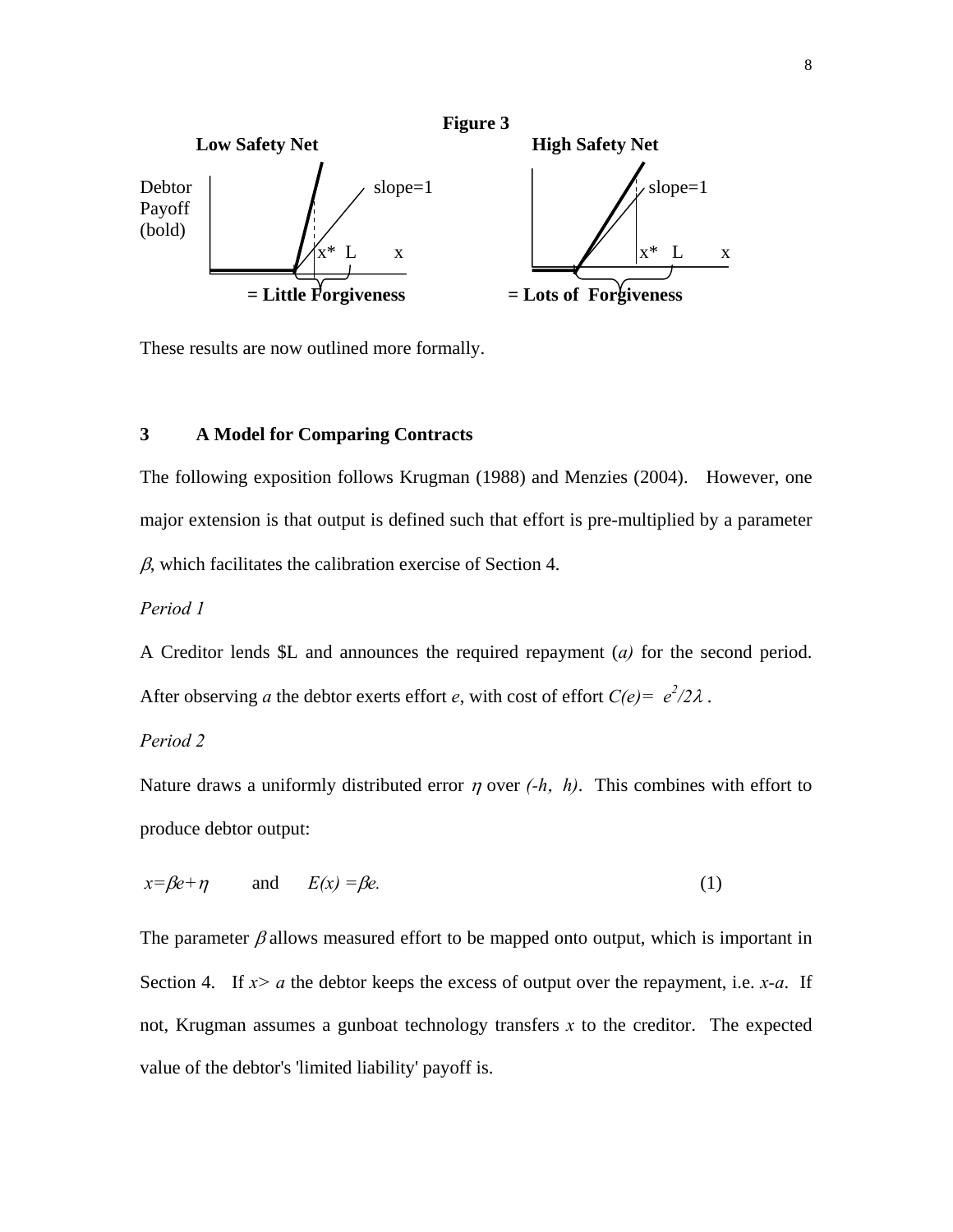**Figure 3**

**Low Safety Net** | **High Safety Net**

Debtor Payoff (bold) — slope=1 — x* L x

**= Little Forgiveness** | **= Lots of Forgiveness**

These results are now outlined more formally.

## 3 A Model for Comparing Contracts

The following exposition follows Krugman (1988) and Menzies (2004). However, one major extension is that output is defined such that effort is pre-multiplied by a parameter $\beta$, which facilitates the calibration exercise of Section 4.

*Period 1*

A Creditor lends \$L and announces the required repayment (*a)* for the second period. After observing *a* the debtor exerts effort *e*, with cost of effort $C(e)= e^2/2\lambda$ .

*Period 2*

Nature draws a uniformly distributed error $\eta$ over $(-h, h)$. This combines with effort to produce debtor output:

$$x=\beta e+\eta \qquad \text{and} \qquad E(x) =\beta e. \tag{1}$$

The parameter $\beta$ allows measured effort to be mapped onto output, which is important in Section 4. If $x> a$ the debtor keeps the excess of output over the repayment, i.e. $x$-$a$. If not, Krugman assumes a gunboat technology transfers $x$ to the creditor. The expected value of the debtor's 'limited liability' payoff is.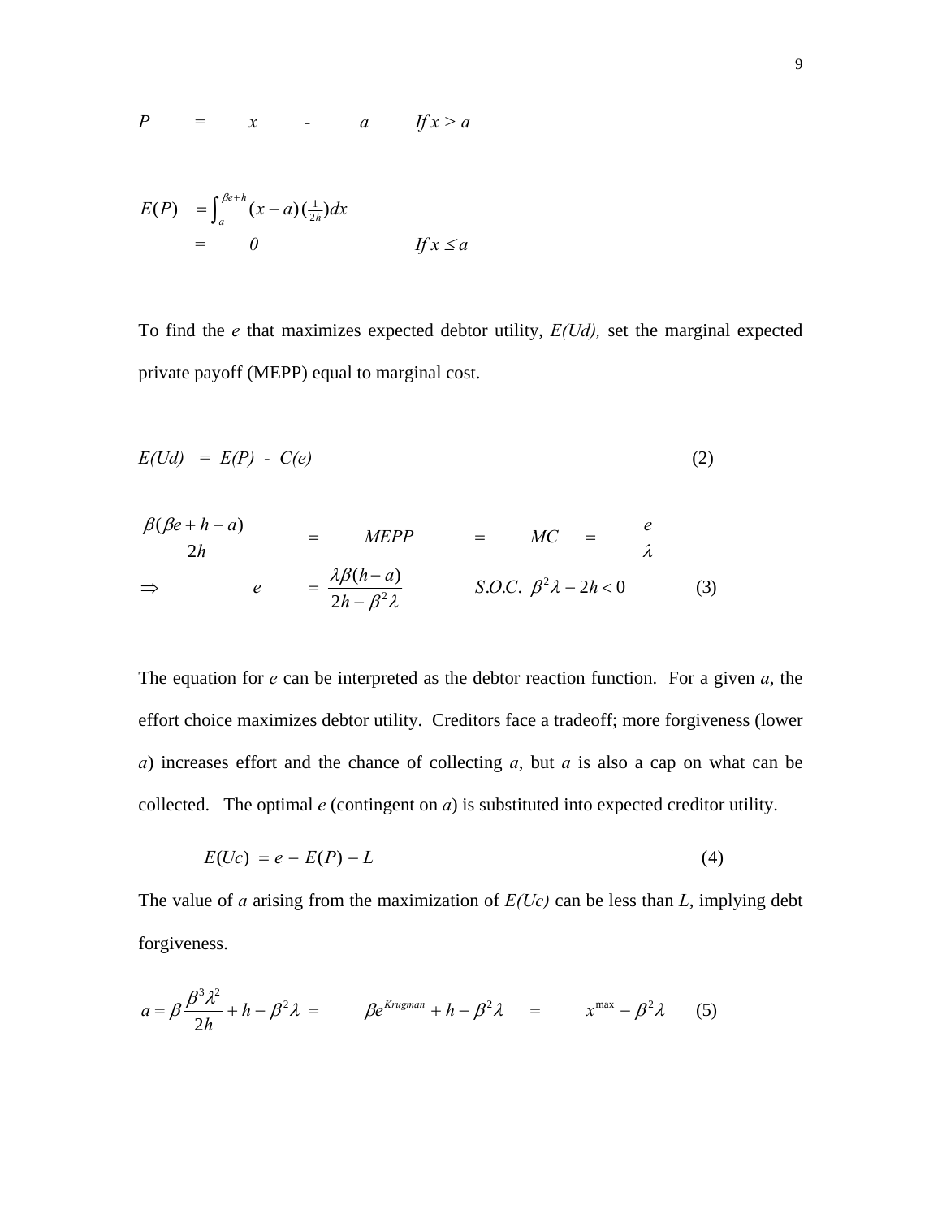$$P \quad = \quad x \quad - \quad a \qquad \text{If } x > a$$

$$E(P) \quad = \int_{a}^{\beta e+h} (x-a)\left(\tfrac{1}{2h}\right)dx$$

$$= \quad 0 \qquad\qquad \text{If } x \leq a$$

To find the *e* that maximizes expected debtor utility, *E(Ud),* set the marginal expected private payoff (MEPP) equal to marginal cost.

$$E(Ud) \;=\; E(P) \;-\; C(e) \tag{2}$$

$$\frac{\beta(\beta e + h - a)}{2h} \quad = \quad MEPP \quad = \quad MC \quad = \quad \frac{e}{\lambda}$$

$$\Rightarrow \qquad e \quad = \frac{\lambda\beta(h-a)}{2h - \beta^2\lambda} \qquad S.O.C.\;\; \beta^2\lambda - 2h < 0 \tag{3}$$

The equation for *e* can be interpreted as the debtor reaction function. For a given *a*, the effort choice maximizes debtor utility. Creditors face a tradeoff; more forgiveness (lower *a*) increases effort and the chance of collecting *a*, but *a* is also a cap on what can be collected. The optimal *e* (contingent on *a*) is substituted into expected creditor utility.

$$E(Uc) \;= e \,-\, E(P) - L \tag{4}$$

The value of *a* arising from the maximization of *E(Uc)* can be less than *L*, implying debt forgiveness.

$$a = \beta\frac{\beta^3\lambda^2}{2h} + h - \beta^2\lambda \;=\; \beta e^{Krugman} + h - \beta^2\lambda \;=\; x^{\max} - \beta^2\lambda \tag{5}$$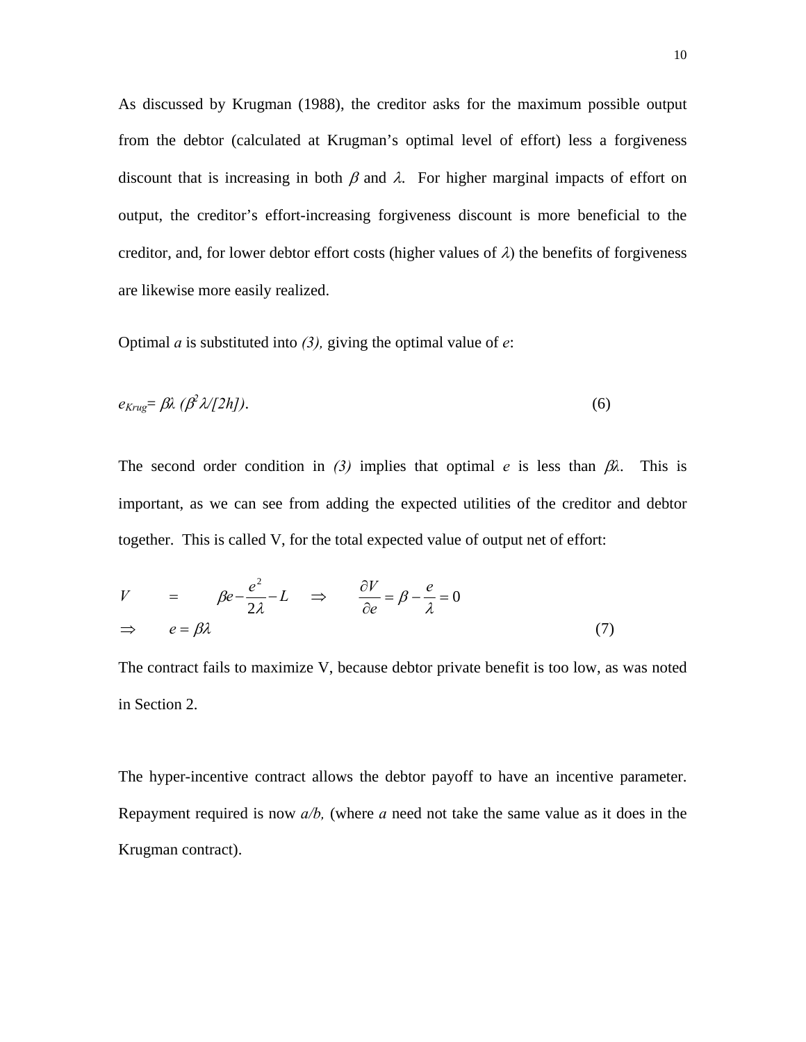As discussed by Krugman (1988), the creditor asks for the maximum possible output from the debtor (calculated at Krugman's optimal level of effort) less a forgiveness discount that is increasing in both $\beta$ and $\lambda$. For higher marginal impacts of effort on output, the creditor's effort-increasing forgiveness discount is more beneficial to the creditor, and, for lower debtor effort costs (higher values of $\lambda$) the benefits of forgiveness are likewise more easily realized.

Optimal $a$ is substituted into *(3),* giving the optimal value of $e$:

$$e_{Krug} = \beta\lambda\ (\beta^2\lambda/[2h]). \tag{6}$$

The second order condition in *(3)* implies that optimal $e$ is less than $\beta\lambda$. This is important, as we can see from adding the expected utilities of the creditor and debtor together. This is called V, for the total expected value of output net of effort:

$$\begin{aligned} V \quad &= \quad \beta e - \frac{e^2}{2\lambda} - L \quad \Rightarrow \quad \frac{\partial V}{\partial e} = \beta - \frac{e}{\lambda} = 0 \\ \Rightarrow \quad & e = \beta\lambda \end{aligned} \tag{7}$$

The contract fails to maximize V, because debtor private benefit is too low, as was noted in Section 2.

The hyper-incentive contract allows the debtor payoff to have an incentive parameter. Repayment required is now $a/b$, (where $a$ need not take the same value as it does in the Krugman contract).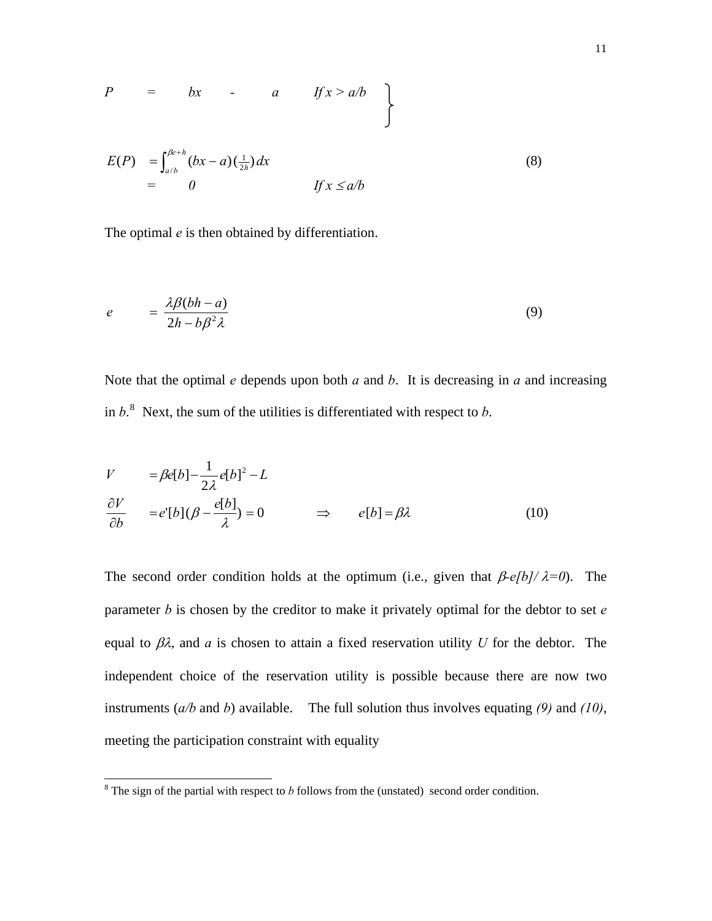$$
\begin{aligned}
P \quad &= \quad bx \quad - \quad a \qquad \text{If } x > a/b \\
E(P) \quad &= \int_{a/b}^{\beta e+h} (bx-a)\left(\tfrac{1}{2h}\right) dx \\
&= \quad 0 \qquad\qquad \text{If } x \leq a/b
\end{aligned}
\tag{8}
$$

The optimal $e$ is then obtained by differentiation.

$$
e \quad = \frac{\lambda\beta(bh-a)}{2h - b\beta^2\lambda} \tag{9}
$$

Note that the optimal $e$ depends upon both $a$ and $b$. It is decreasing in $a$ and increasing in $b$.[8] Next, the sum of the utilities is differentiated with respect to $b$.

$$
\begin{aligned}
V \quad &= \beta e[b] - \frac{1}{2\lambda} e[b]^2 - L \\
\frac{\partial V}{\partial b} \quad &= e'[b]\left(\beta - \frac{e[b]}{\lambda}\right) = 0 \qquad \Rightarrow \qquad e[b] = \beta\lambda
\end{aligned}
\tag{10}
$$

The second order condition holds at the optimum (i.e., given that $\beta$-$e[b]/\lambda$=0). The parameter $b$ is chosen by the creditor to make it privately optimal for the debtor to set $e$ equal to $\beta\lambda$, and $a$ is chosen to attain a fixed reservation utility $U$ for the debtor. The independent choice of the reservation utility is possible because there are now two instruments ($a/b$ and $b$) available. The full solution thus involves equating *(9)* and *(10)*, meeting the participation constraint with equality

---

[8] The sign of the partial with respect to $b$ follows from the (unstated) second order condition.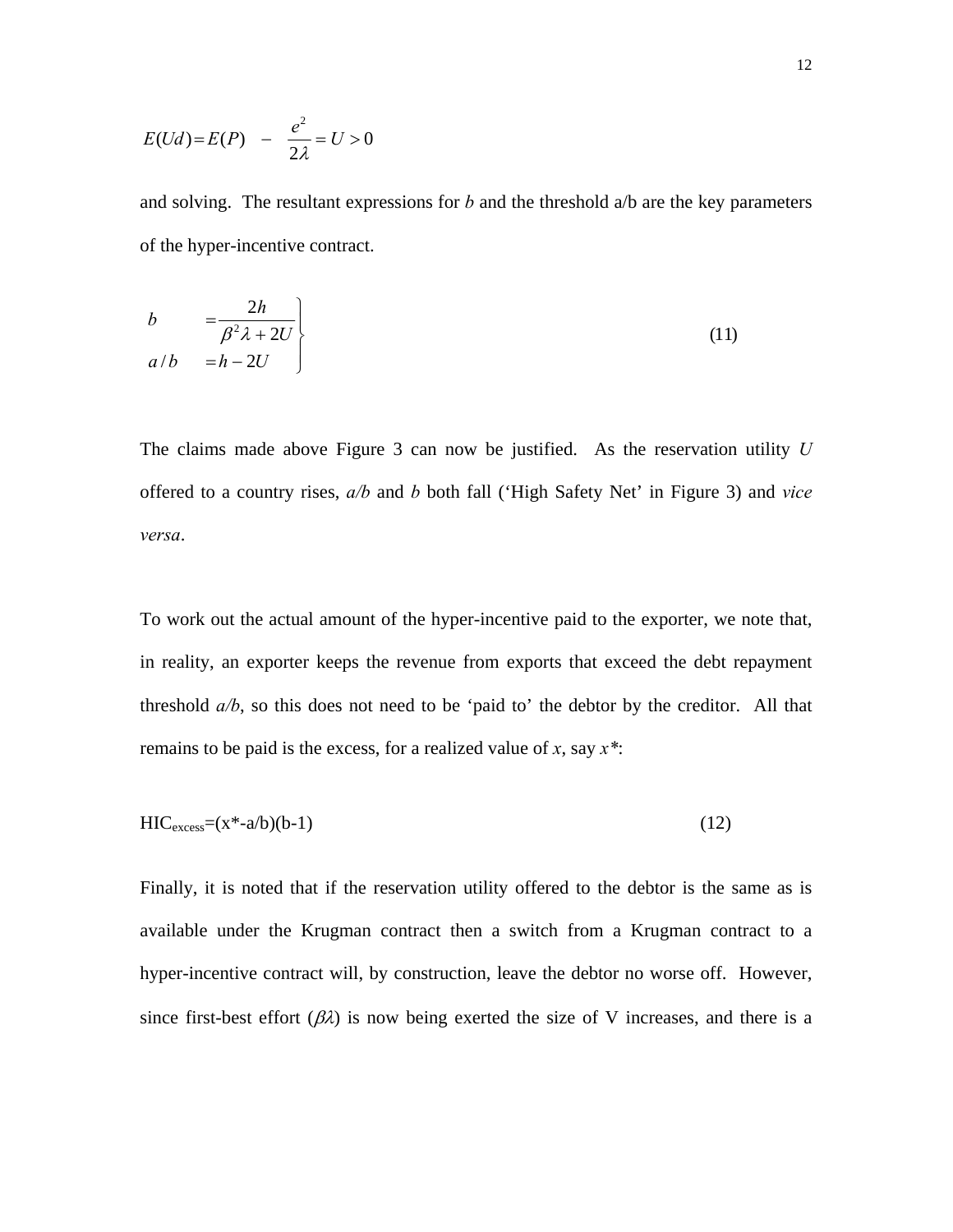$$E(Ud) = E(P) \quad - \quad \frac{e^2}{2\lambda} = U > 0$$

and solving. The resultant expressions for *b* and the threshold a/b are the key parameters of the hyper-incentive contract.

$$\left.\begin{aligned} b \quad &= \frac{2h}{\beta^2\lambda + 2U} \\ a/b \quad &= h - 2U \end{aligned}\right\} \tag{11}$$

The claims made above Figure 3 can now be justified. As the reservation utility *U* offered to a country rises, *a/b* and *b* both fall (‘High Safety Net’ in Figure 3) and *vice versa*.

To work out the actual amount of the hyper-incentive paid to the exporter, we note that, in reality, an exporter keeps the revenue from exports that exceed the debt repayment threshold *a/b*, so this does not need to be ‘paid to’ the debtor by the creditor. All that remains to be paid is the excess, for a realized value of *x*, say *x\**:

$$HIC_{excess} = (x^* - a/b)(b-1) \tag{12}$$

Finally, it is noted that if the reservation utility offered to the debtor is the same as is available under the Krugman contract then a switch from a Krugman contract to a hyper-incentive contract will, by construction, leave the debtor no worse off. However, since first-best effort ($\beta\lambda$) is now being exerted the size of V increases, and there is a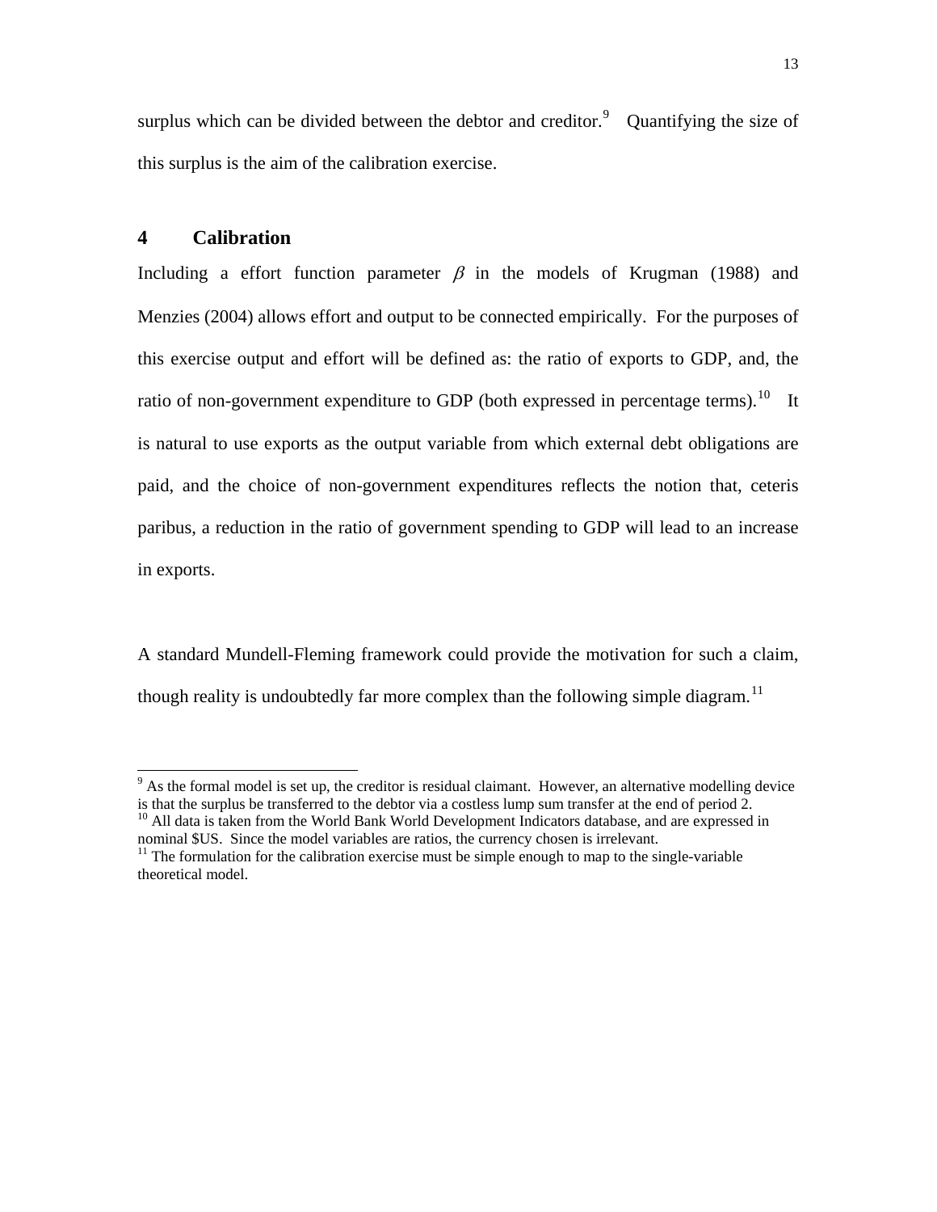surplus which can be divided between the debtor and creditor.[9] Quantifying the size of this surplus is the aim of the calibration exercise.

## 4 Calibration

Including a effort function parameter $\beta$ in the models of Krugman (1988) and Menzies (2004) allows effort and output to be connected empirically. For the purposes of this exercise output and effort will be defined as: the ratio of exports to GDP, and, the ratio of non-government expenditure to GDP (both expressed in percentage terms).[10] It is natural to use exports as the output variable from which external debt obligations are paid, and the choice of non-government expenditures reflects the notion that, ceteris paribus, a reduction in the ratio of government spending to GDP will lead to an increase in exports.

A standard Mundell-Fleming framework could provide the motivation for such a claim, though reality is undoubtedly far more complex than the following simple diagram.[11]

---

[9] As the formal model is set up, the creditor is residual claimant. However, an alternative modelling device is that the surplus be transferred to the debtor via a costless lump sum transfer at the end of period 2.

[10] All data is taken from the World Bank World Development Indicators database, and are expressed in nominal $US. Since the model variables are ratios, the currency chosen is irrelevant.

[11] The formulation for the calibration exercise must be simple enough to map to the single-variable theoretical model.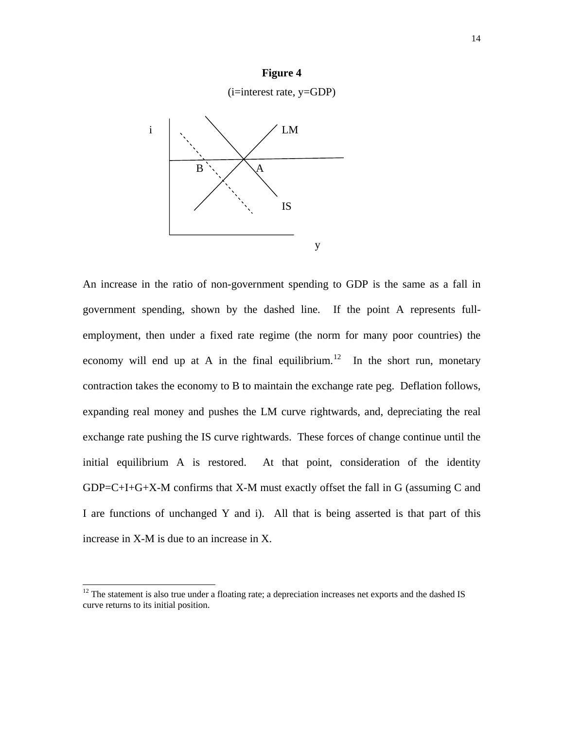**Figure 4**

(i=interest rate, y=GDP)

An increase in the ratio of non-government spending to GDP is the same as a fall in government spending, shown by the dashed line. If the point A represents full-employment, then under a fixed rate regime (the norm for many poor countries) the economy will end up at A in the final equilibrium.[12] In the short run, monetary contraction takes the economy to B to maintain the exchange rate peg. Deflation follows, expanding real money and pushes the LM curve rightwards, and, depreciating the real exchange rate pushing the IS curve rightwards. These forces of change continue until the initial equilibrium A is restored. At that point, consideration of the identity GDP=C+I+G+X-M confirms that X-M must exactly offset the fall in G (assuming C and I are functions of unchanged Y and i). All that is being asserted is that part of this increase in X-M is due to an increase in X.

---

[12] The statement is also true under a floating rate; a depreciation increases net exports and the dashed IS curve returns to its initial position.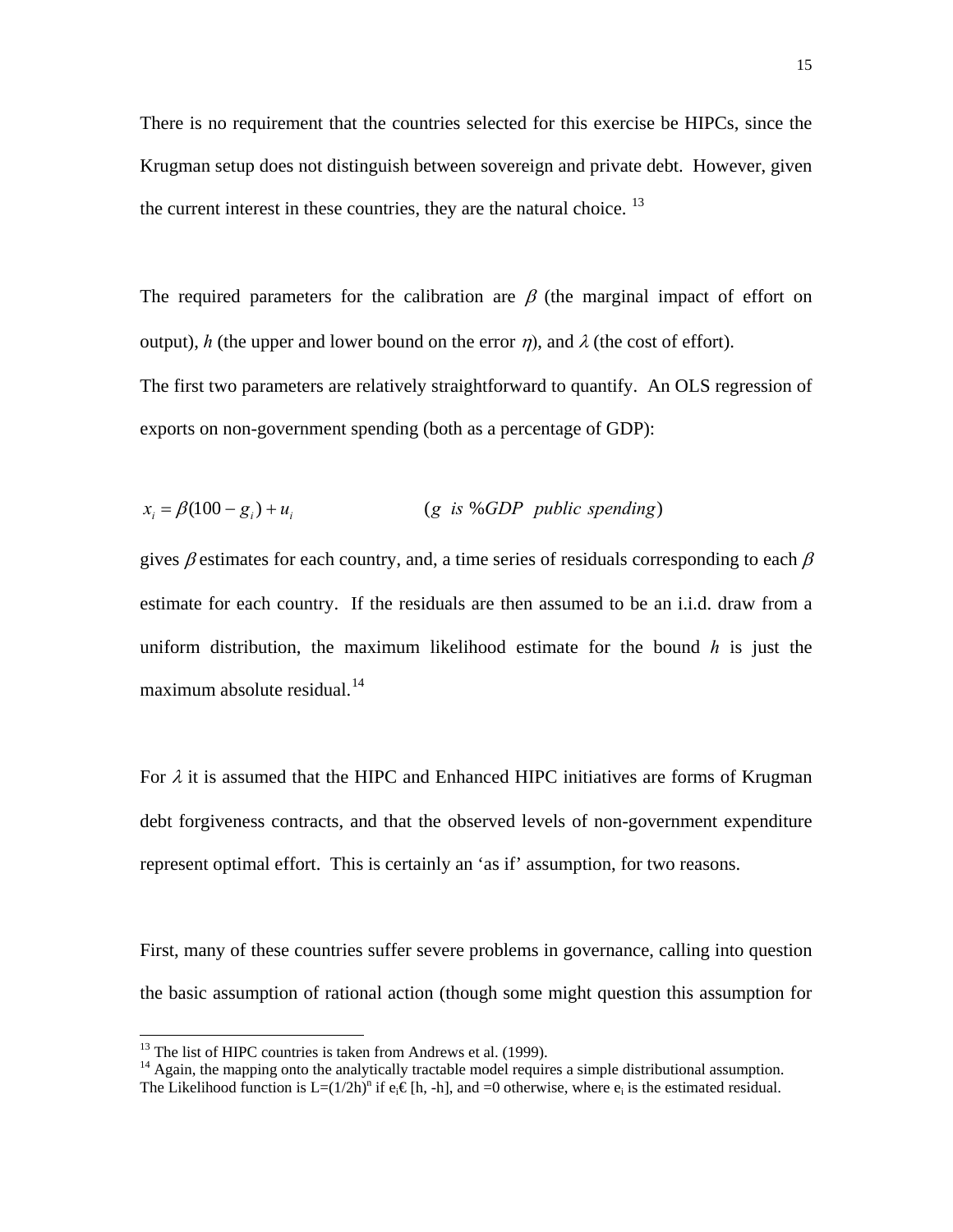There is no requirement that the countries selected for this exercise be HIPCs, since the Krugman setup does not distinguish between sovereign and private debt. However, given the current interest in these countries, they are the natural choice. [13]

The required parameters for the calibration are $\beta$ (the marginal impact of effort on output), $h$ (the upper and lower bound on the error $\eta$), and $\lambda$ (the cost of effort).

The first two parameters are relatively straightforward to quantify. An OLS regression of exports on non-government spending (both as a percentage of GDP):

$$x_i = \beta(100 - g_i) + u_i \qquad\qquad (g \ \ is \ \%GDP \ \ public \ spending)$$

gives $\beta$ estimates for each country, and, a time series of residuals corresponding to each $\beta$ estimate for each country. If the residuals are then assumed to be an i.i.d. draw from a uniform distribution, the maximum likelihood estimate for the bound $h$ is just the maximum absolute residual.[14]

For $\lambda$ it is assumed that the HIPC and Enhanced HIPC initiatives are forms of Krugman debt forgiveness contracts, and that the observed levels of non-government expenditure represent optimal effort. This is certainly an 'as if' assumption, for two reasons.

First, many of these countries suffer severe problems in governance, calling into question the basic assumption of rational action (though some might question this assumption for

---

[13] The list of HIPC countries is taken from Andrews et al. (1999).

[14] Again, the mapping onto the analytically tractable model requires a simple distributional assumption. The Likelihood function is $L=(1/2h)^n$ if $e_i$€ [h, -h], and =0 otherwise, where $e_i$ is the estimated residual.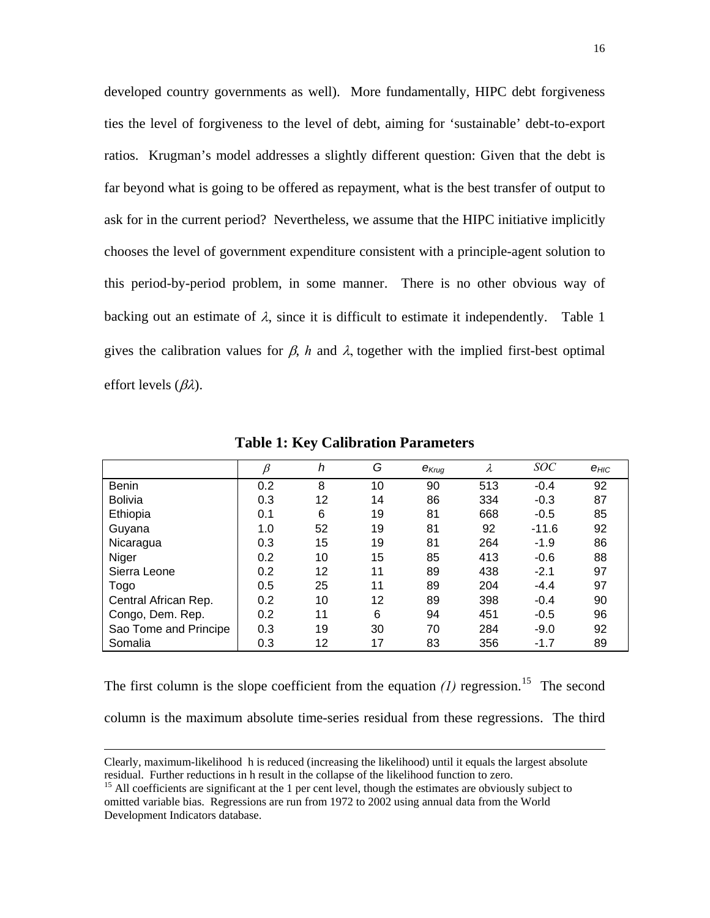developed country governments as well). More fundamentally, HIPC debt forgiveness ties the level of forgiveness to the level of debt, aiming for 'sustainable' debt-to-export ratios. Krugman's model addresses a slightly different question: Given that the debt is far beyond what is going to be offered as repayment, what is the best transfer of output to ask for in the current period? Nevertheless, we assume that the HIPC initiative implicitly chooses the level of government expenditure consistent with a principle-agent solution to this period-by-period problem, in some manner. There is no other obvious way of backing out an estimate of $\lambda$, since it is difficult to estimate it independently. Table 1 gives the calibration values for $\beta$, $h$ and $\lambda$, together with the implied first-best optimal effort levels ($\beta\lambda$).

**Table 1: Key Calibration Parameters**

| | $\beta$ | $h$ | $G$ | $e_{Krug}$ | $\lambda$ | $SOC$ | $e_{HIC}$ |
|---|---|---|---|---|---|---|---|
| Benin | 0.2 | 8 | 10 | 90 | 513 | -0.4 | 92 |
| Bolivia | 0.3 | 12 | 14 | 86 | 334 | -0.3 | 87 |
| Ethiopia | 0.1 | 6 | 19 | 81 | 668 | -0.5 | 85 |
| Guyana | 1.0 | 52 | 19 | 81 | 92 | -11.6 | 92 |
| Nicaragua | 0.3 | 15 | 19 | 81 | 264 | -1.9 | 86 |
| Niger | 0.2 | 10 | 15 | 85 | 413 | -0.6 | 88 |
| Sierra Leone | 0.2 | 12 | 11 | 89 | 438 | -2.1 | 97 |
| Togo | 0.5 | 25 | 11 | 89 | 204 | -4.4 | 97 |
| Central African Rep. | 0.2 | 10 | 12 | 89 | 398 | -0.4 | 90 |
| Congo, Dem. Rep. | 0.2 | 11 | 6 | 94 | 451 | -0.5 | 96 |
| Sao Tome and Principe | 0.3 | 19 | 30 | 70 | 284 | -9.0 | 92 |
| Somalia | 0.3 | 12 | 17 | 83 | 356 | -1.7 | 89 |

The first column is the slope coefficient from the equation *(1)* regression.[15] The second column is the maximum absolute time-series residual from these regressions. The third

---

Clearly, maximum-likelihood h is reduced (increasing the likelihood) until it equals the largest absolute residual. Further reductions in h result in the collapse of the likelihood function to zero.

[15] All coefficients are significant at the 1 per cent level, though the estimates are obviously subject to omitted variable bias. Regressions are run from 1972 to 2002 using annual data from the World Development Indicators database.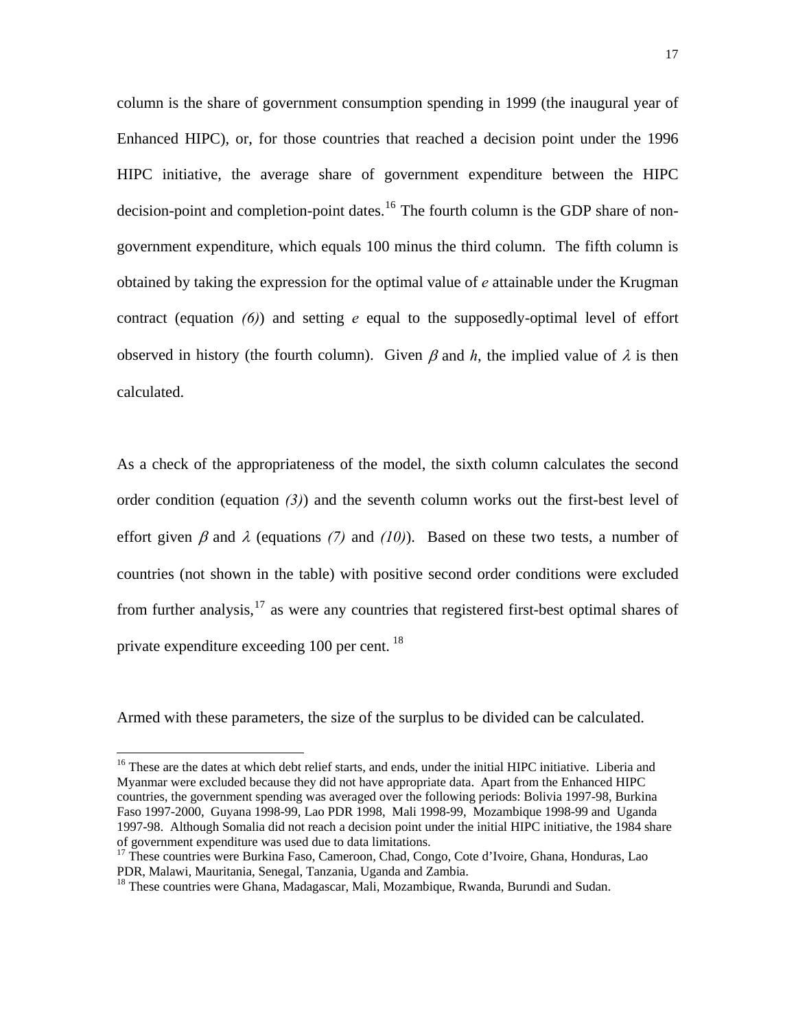column is the share of government consumption spending in 1999 (the inaugural year of Enhanced HIPC), or, for those countries that reached a decision point under the 1996 HIPC initiative, the average share of government expenditure between the HIPC decision-point and completion-point dates.[16] The fourth column is the GDP share of non-government expenditure, which equals 100 minus the third column. The fifth column is obtained by taking the expression for the optimal value of $e$ attainable under the Krugman contract (equation *(6)*) and setting $e$ equal to the supposedly-optimal level of effort observed in history (the fourth column). Given $\beta$ and $h$, the implied value of $\lambda$ is then calculated.

As a check of the appropriateness of the model, the sixth column calculates the second order condition (equation *(3)*) and the seventh column works out the first-best level of effort given $\beta$ and $\lambda$ (equations *(7)* and *(10)*). Based on these two tests, a number of countries (not shown in the table) with positive second order conditions were excluded from further analysis,[17] as were any countries that registered first-best optimal shares of private expenditure exceeding 100 per cent.[18]

Armed with these parameters, the size of the surplus to be divided can be calculated.

---

[16] These are the dates at which debt relief starts, and ends, under the initial HIPC initiative. Liberia and Myanmar were excluded because they did not have appropriate data. Apart from the Enhanced HIPC countries, the government spending was averaged over the following periods: Bolivia 1997-98, Burkina Faso 1997-2000, Guyana 1998-99, Lao PDR 1998, Mali 1998-99, Mozambique 1998-99 and Uganda 1997-98. Although Somalia did not reach a decision point under the initial HIPC initiative, the 1984 share of government expenditure was used due to data limitations.

[17] These countries were Burkina Faso, Cameroon, Chad, Congo, Cote d'Ivoire, Ghana, Honduras, Lao PDR, Malawi, Mauritania, Senegal, Tanzania, Uganda and Zambia.

[18] These countries were Ghana, Madagascar, Mali, Mozambique, Rwanda, Burundi and Sudan.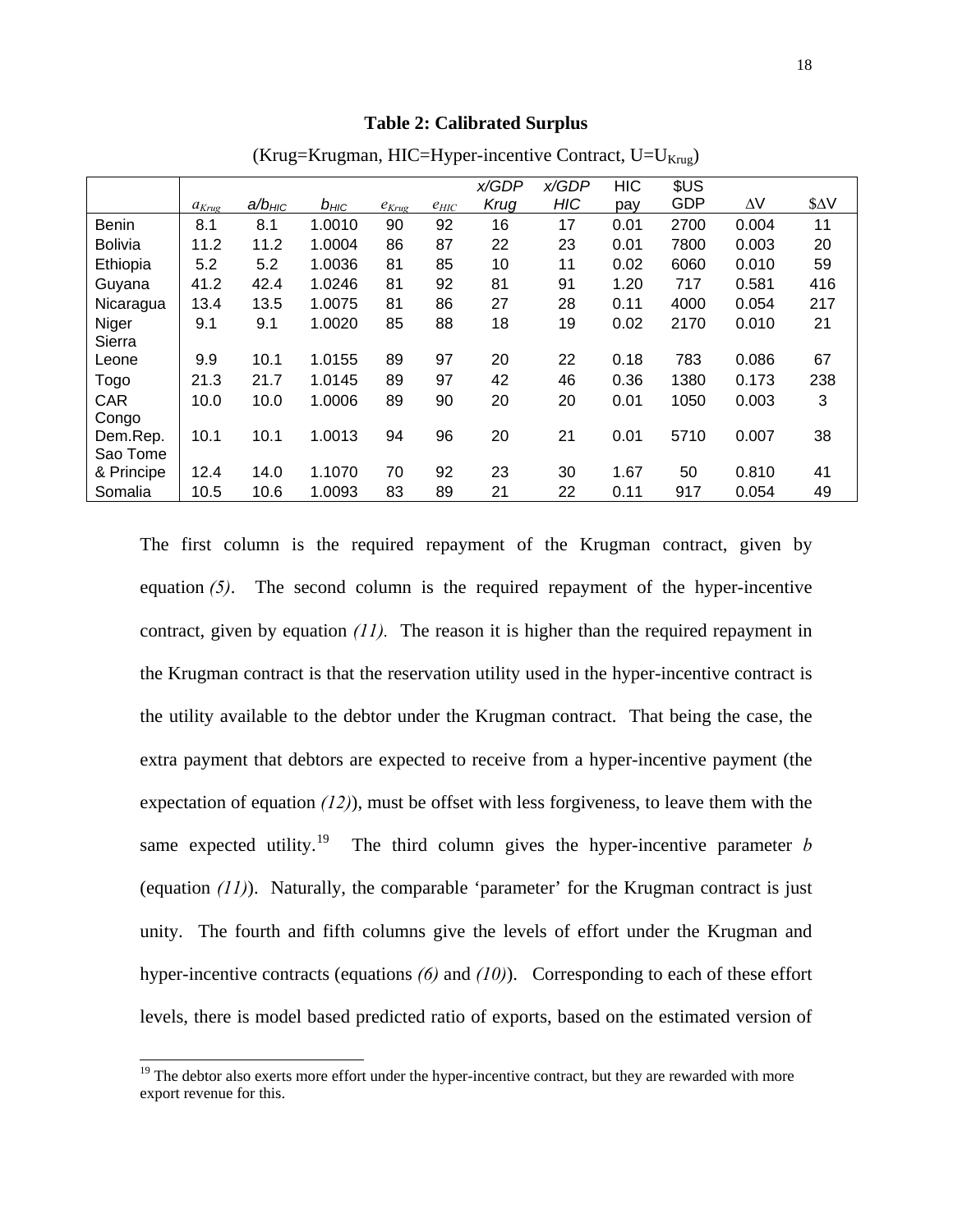**Table 2: Calibrated Surplus**

(Krug=Krugman, HIC=Hyper-incentive Contract, U=$U_{Krug}$)

| | $a_{Krug}$ | $a/b_{HIC}$ | $b_{HIC}$ | $e_{Krug}$ | $e_{HIC}$ | x/GDP Krug | x/GDP HIC | HIC pay | $US GDP | $\Delta$V | $$\Delta$V |
|---|---|---|---|---|---|---|---|---|---|---|---|
| Benin | 8.1 | 8.1 | 1.0010 | 90 | 92 | 16 | 17 | 0.01 | 2700 | 0.004 | 11 |
| Bolivia | 11.2 | 11.2 | 1.0004 | 86 | 87 | 22 | 23 | 0.01 | 7800 | 0.003 | 20 |
| Ethiopia | 5.2 | 5.2 | 1.0036 | 81 | 85 | 10 | 11 | 0.02 | 6060 | 0.010 | 59 |
| Guyana | 41.2 | 42.4 | 1.0246 | 81 | 92 | 81 | 91 | 1.20 | 717 | 0.581 | 416 |
| Nicaragua | 13.4 | 13.5 | 1.0075 | 81 | 86 | 27 | 28 | 0.11 | 4000 | 0.054 | 217 |
| Niger | 9.1 | 9.1 | 1.0020 | 85 | 88 | 18 | 19 | 0.02 | 2170 | 0.010 | 21 |
| Sierra Leone | 9.9 | 10.1 | 1.0155 | 89 | 97 | 20 | 22 | 0.18 | 783 | 0.086 | 67 |
| Togo | 21.3 | 21.7 | 1.0145 | 89 | 97 | 42 | 46 | 0.36 | 1380 | 0.173 | 238 |
| CAR | 10.0 | 10.0 | 1.0006 | 89 | 90 | 20 | 20 | 0.01 | 1050 | 0.003 | 3 |
| Congo Dem.Rep. | 10.1 | 10.1 | 1.0013 | 94 | 96 | 20 | 21 | 0.01 | 5710 | 0.007 | 38 |
| Sao Tome & Principe | 12.4 | 14.0 | 1.1070 | 70 | 92 | 23 | 30 | 1.67 | 50 | 0.810 | 41 |
| Somalia | 10.5 | 10.6 | 1.0093 | 83 | 89 | 21 | 22 | 0.11 | 917 | 0.054 | 49 |

The first column is the required repayment of the Krugman contract, given by equation *(5)*. The second column is the required repayment of the hyper-incentive contract, given by equation *(11).* The reason it is higher than the required repayment in the Krugman contract is that the reservation utility used in the hyper-incentive contract is the utility available to the debtor under the Krugman contract. That being the case, the extra payment that debtors are expected to receive from a hyper-incentive payment (the expectation of equation *(12)*), must be offset with less forgiveness, to leave them with the same expected utility.[19] The third column gives the hyper-incentive parameter $b$ (equation *(11)*). Naturally, the comparable 'parameter' for the Krugman contract is just unity. The fourth and fifth columns give the levels of effort under the Krugman and hyper-incentive contracts (equations *(6)* and *(10)*). Corresponding to each of these effort levels, there is model based predicted ratio of exports, based on the estimated version of

[19] The debtor also exerts more effort under the hyper-incentive contract, but they are rewarded with more export revenue for this.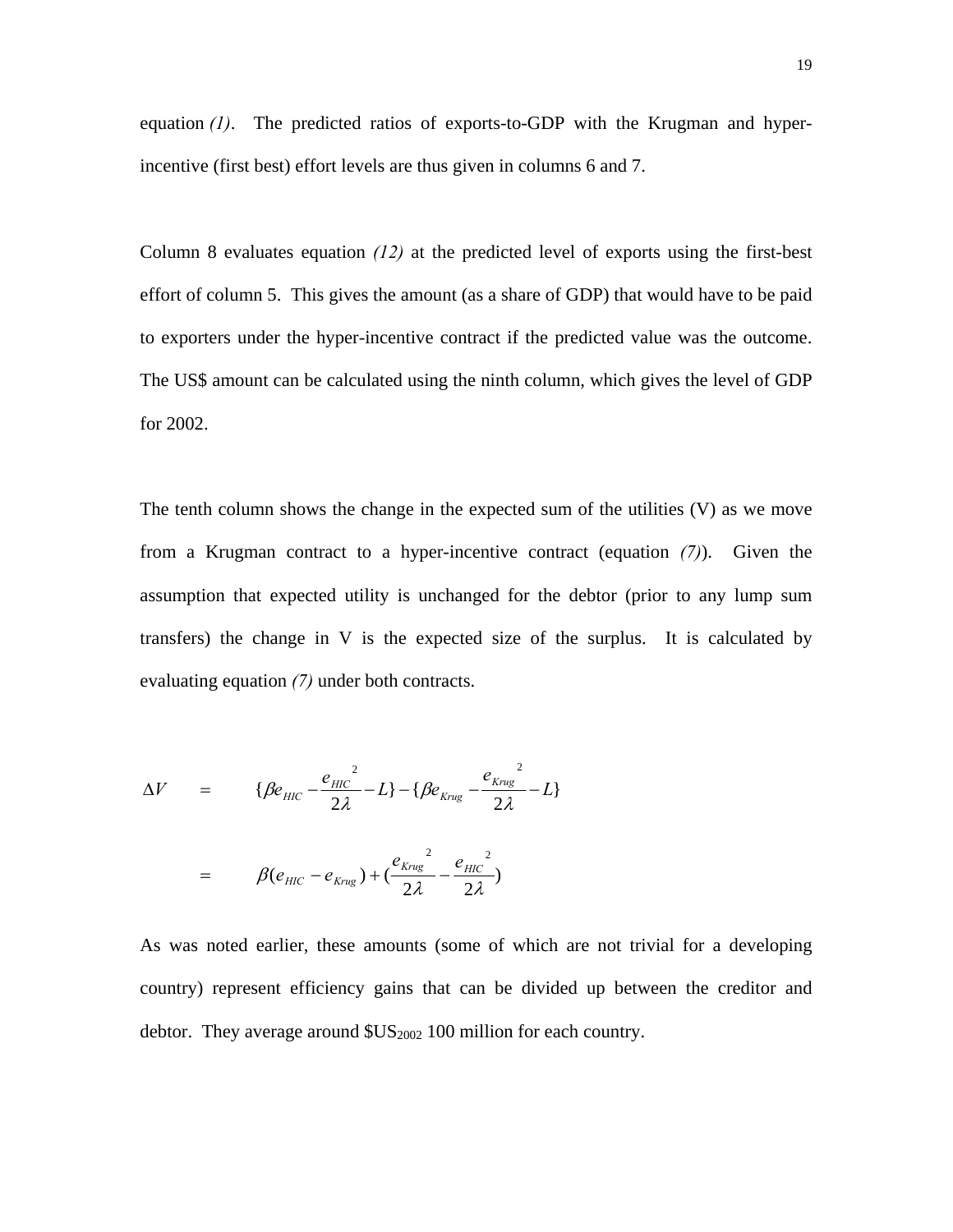equation *(1)*. The predicted ratios of exports-to-GDP with the Krugman and hyper-incentive (first best) effort levels are thus given in columns 6 and 7.

Column 8 evaluates equation *(12)* at the predicted level of exports using the first-best effort of column 5. This gives the amount (as a share of GDP) that would have to be paid to exporters under the hyper-incentive contract if the predicted value was the outcome. The US$ amount can be calculated using the ninth column, which gives the level of GDP for 2002.

The tenth column shows the change in the expected sum of the utilities (V) as we move from a Krugman contract to a hyper-incentive contract (equation *(7)*). Given the assumption that expected utility is unchanged for the debtor (prior to any lump sum transfers) the change in V is the expected size of the surplus. It is calculated by evaluating equation *(7)* under both contracts.

$$\Delta V = \{\beta e_{HIC} - \frac{e_{HIC}^{2}}{2\lambda} - L\} - \{\beta e_{Krug} - \frac{e_{Krug}^{2}}{2\lambda} - L\}$$

$$= \beta(e_{HIC} - e_{Krug}) + (\frac{e_{Krug}^{2}}{2\lambda} - \frac{e_{HIC}^{2}}{2\lambda})$$

As was noted earlier, these amounts (some of which are not trivial for a developing country) represent efficiency gains that can be divided up between the creditor and debtor. They average around $\$US_{2002}$ 100 million for each country.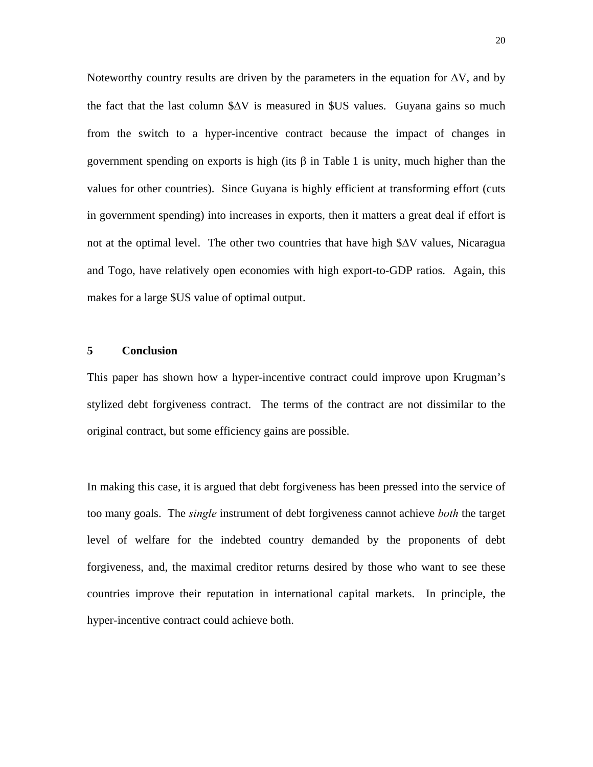Noteworthy country results are driven by the parameters in the equation for $\Delta V$, and by the fact that the last column $\$\Delta V$ is measured in \$US values. Guyana gains so much from the switch to a hyper-incentive contract because the impact of changes in government spending on exports is high (its $\beta$ in Table 1 is unity, much higher than the values for other countries). Since Guyana is highly efficient at transforming effort (cuts in government spending) into increases in exports, then it matters a great deal if effort is not at the optimal level. The other two countries that have high $\$\Delta V$ values, Nicaragua and Togo, have relatively open economies with high export-to-GDP ratios. Again, this makes for a large \$US value of optimal output.

## 5 Conclusion

This paper has shown how a hyper-incentive contract could improve upon Krugman's stylized debt forgiveness contract. The terms of the contract are not dissimilar to the original contract, but some efficiency gains are possible.

In making this case, it is argued that debt forgiveness has been pressed into the service of too many goals. The *single* instrument of debt forgiveness cannot achieve *both* the target level of welfare for the indebted country demanded by the proponents of debt forgiveness, and, the maximal creditor returns desired by those who want to see these countries improve their reputation in international capital markets. In principle, the hyper-incentive contract could achieve both.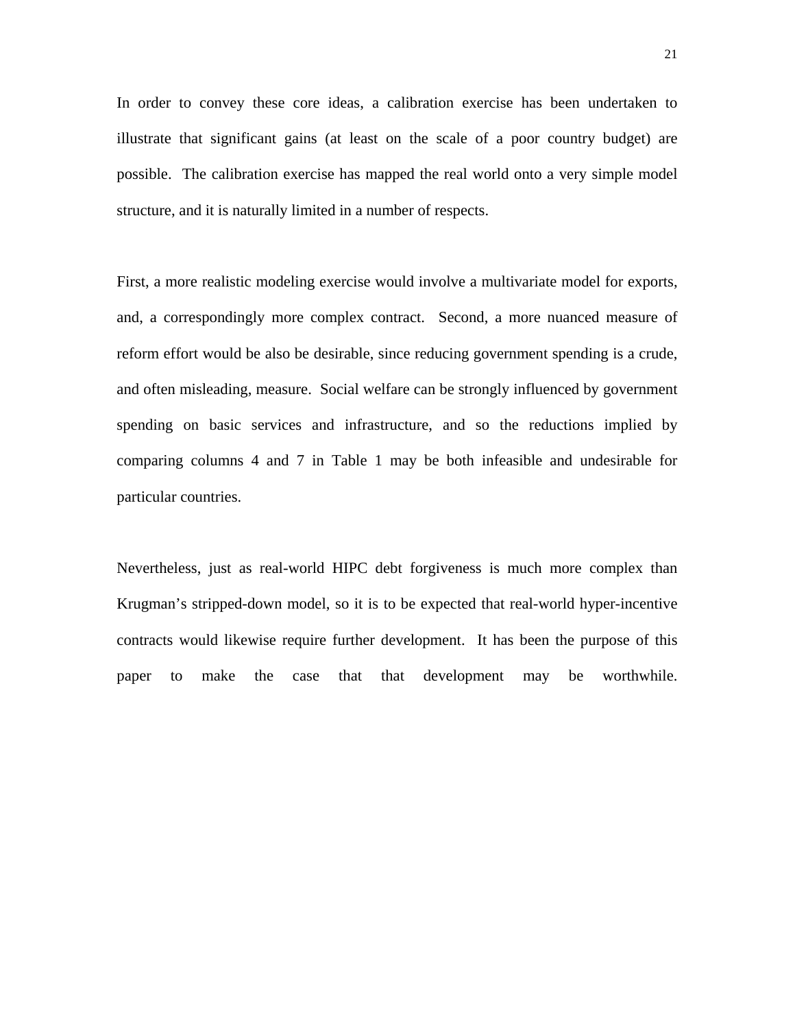In order to convey these core ideas, a calibration exercise has been undertaken to illustrate that significant gains (at least on the scale of a poor country budget) are possible. The calibration exercise has mapped the real world onto a very simple model structure, and it is naturally limited in a number of respects.

First, a more realistic modeling exercise would involve a multivariate model for exports, and, a correspondingly more complex contract. Second, a more nuanced measure of reform effort would be also be desirable, since reducing government spending is a crude, and often misleading, measure. Social welfare can be strongly influenced by government spending on basic services and infrastructure, and so the reductions implied by comparing columns 4 and 7 in Table 1 may be both infeasible and undesirable for particular countries.

Nevertheless, just as real-world HIPC debt forgiveness is much more complex than Krugman's stripped-down model, so it is to be expected that real-world hyper-incentive contracts would likewise require further development. It has been the purpose of this paper to make the case that that development may be worthwhile.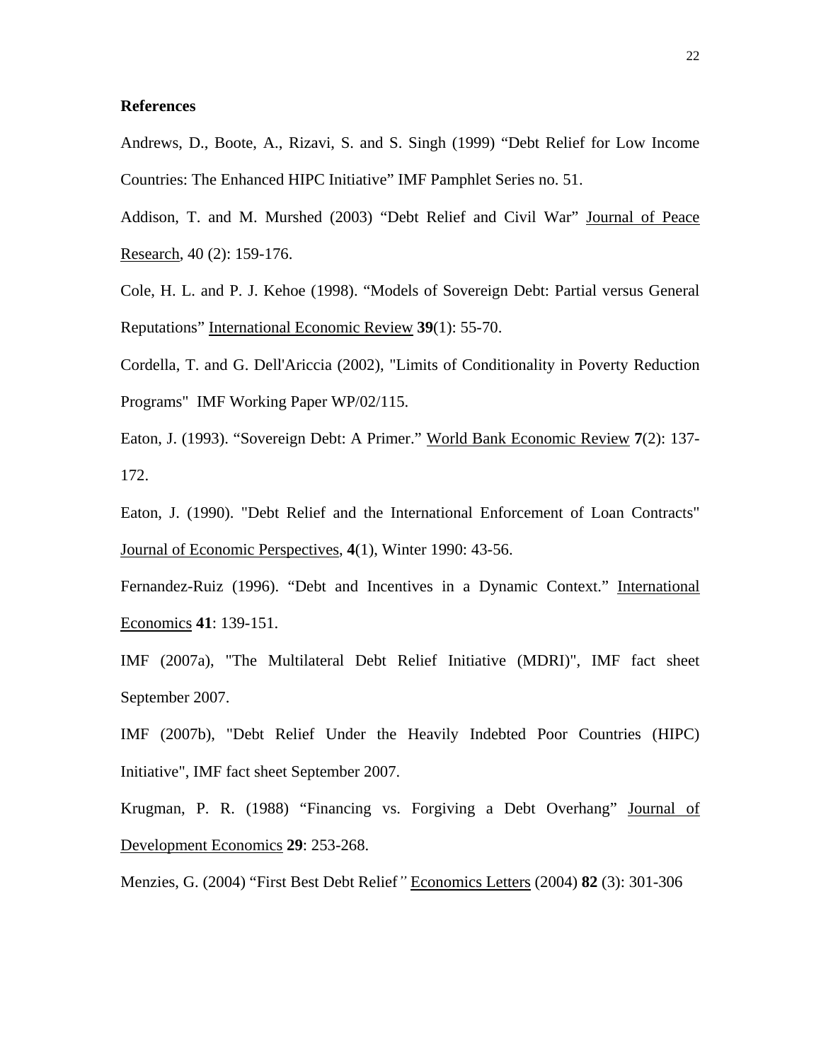# References

Andrews, D., Boote, A., Rizavi, S. and S. Singh (1999) "Debt Relief for Low Income Countries: The Enhanced HIPC Initiative" IMF Pamphlet Series no. 51.

Addison, T. and M. Murshed (2003) "Debt Relief and Civil War" Journal of Peace Research, 40 (2): 159-176.

Cole, H. L. and P. J. Kehoe (1998). "Models of Sovereign Debt: Partial versus General Reputations" International Economic Review **39**(1): 55-70.

Cordella, T. and G. Dell'Ariccia (2002), "Limits of Conditionality in Poverty Reduction Programs" IMF Working Paper WP/02/115.

Eaton, J. (1993). "Sovereign Debt: A Primer." World Bank Economic Review **7**(2): 137-172.

Eaton, J. (1990). "Debt Relief and the International Enforcement of Loan Contracts" Journal of Economic Perspectives, **4**(1), Winter 1990: 43-56.

Fernandez-Ruiz (1996). "Debt and Incentives in a Dynamic Context." International Economics **41**: 139-151.

IMF (2007a), "The Multilateral Debt Relief Initiative (MDRI)", IMF fact sheet September 2007.

IMF (2007b), "Debt Relief Under the Heavily Indebted Poor Countries (HIPC) Initiative", IMF fact sheet September 2007.

Krugman, P. R. (1988) "Financing vs. Forgiving a Debt Overhang" Journal of Development Economics **29**: 253-268.

Menzies, G. (2004) "First Best Debt Relief*"* Economics Letters (2004) **82** (3): 301-306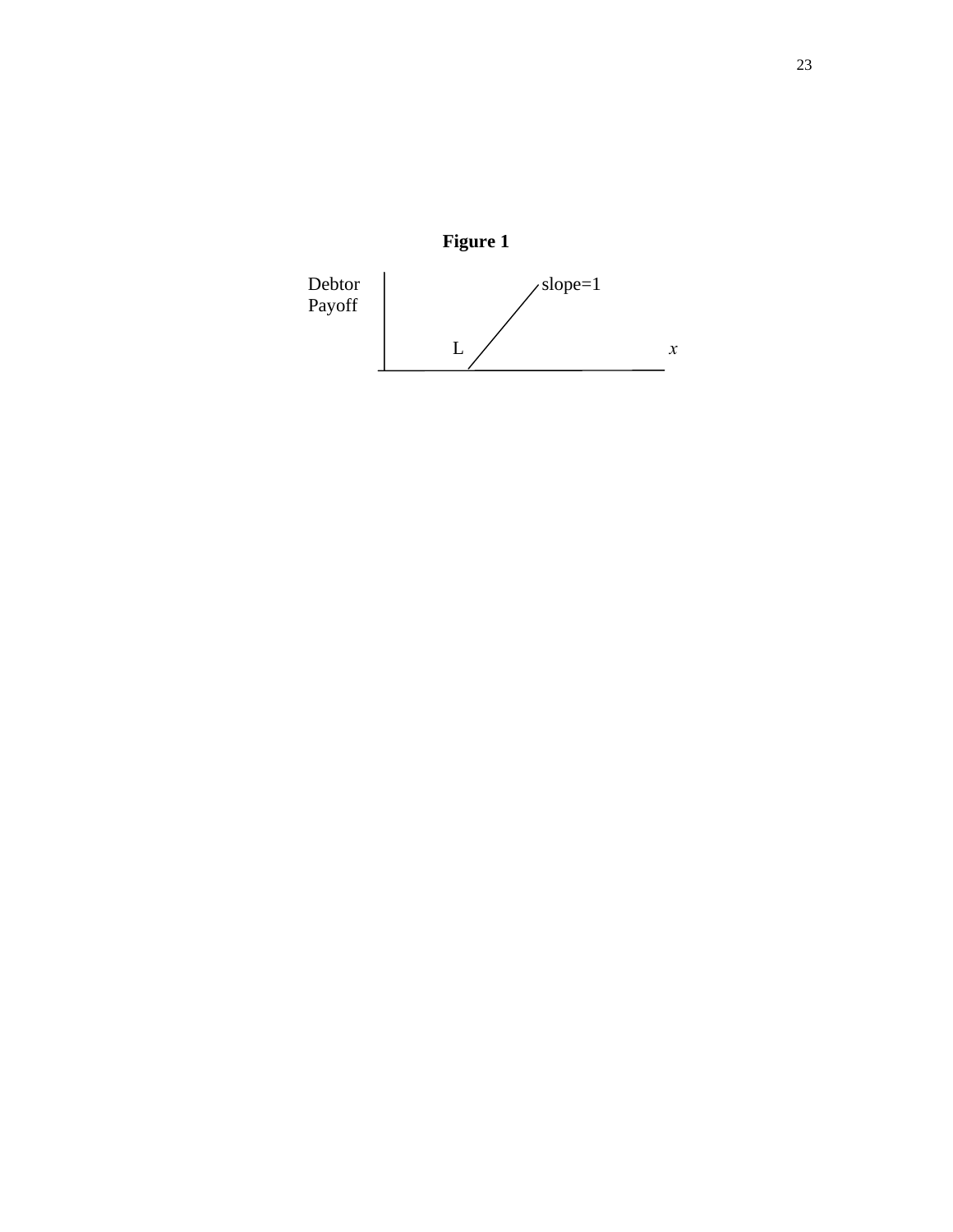**Figure 1**

Debtor Payoff

slope=1

L

$x$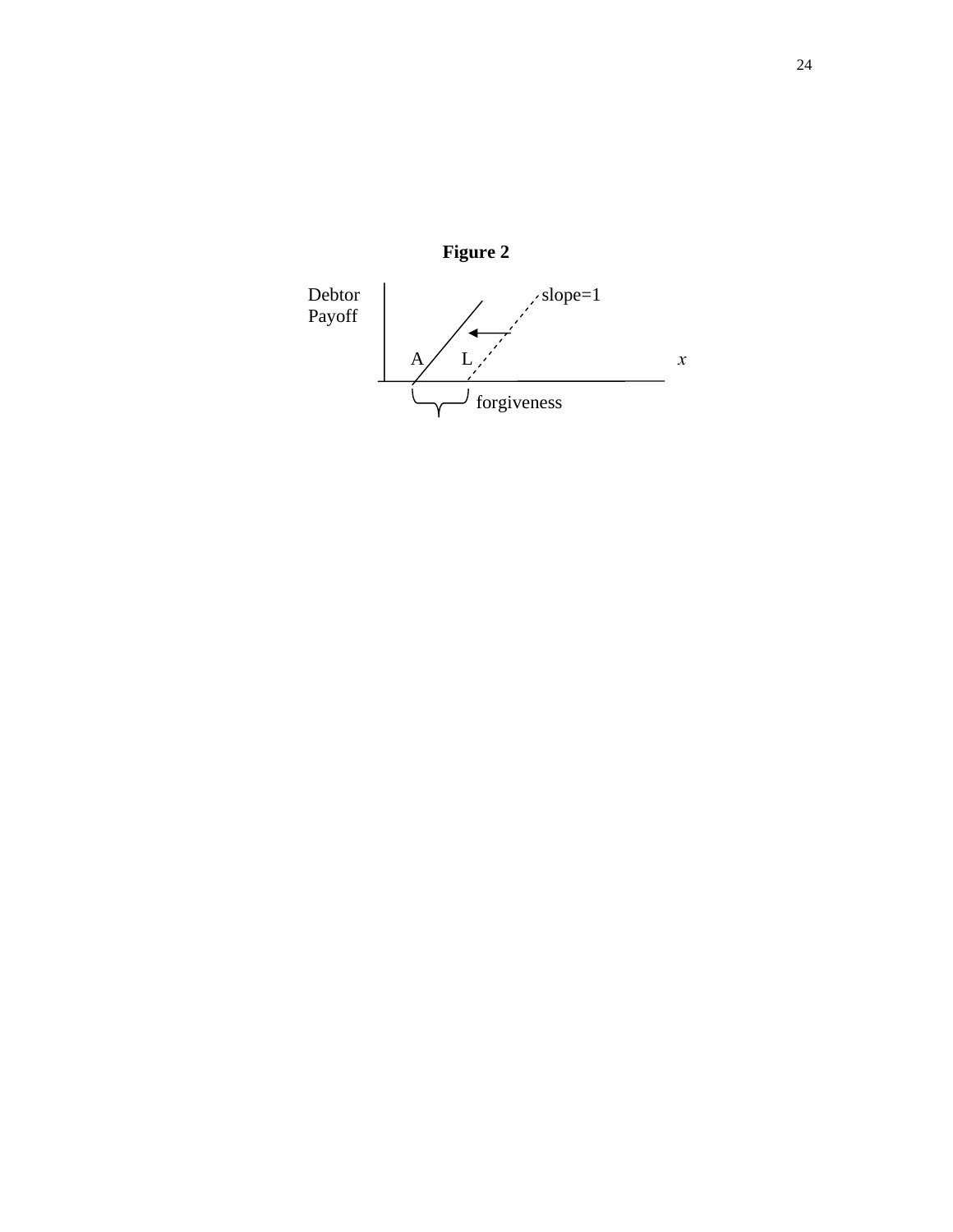**Figure 2**

Debtor Payoff

slope=1

A L

$x$

forgiveness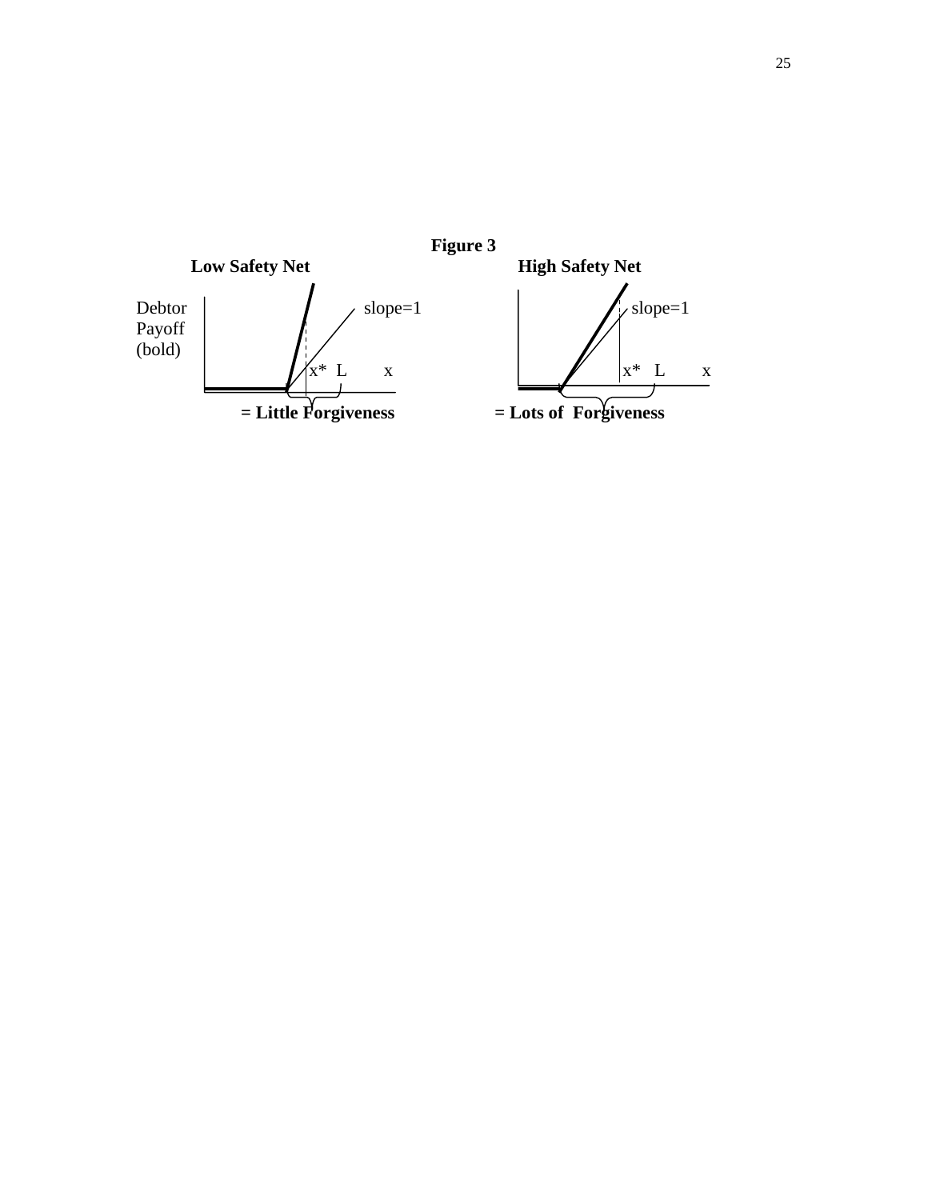**Figure 3**

**Low Safety Net**

Debtor Payoff (bold)

slope=1

x* L x

**= Little Forgiveness**

**High Safety Net**

slope=1

x* L x

**= Lots of Forgiveness**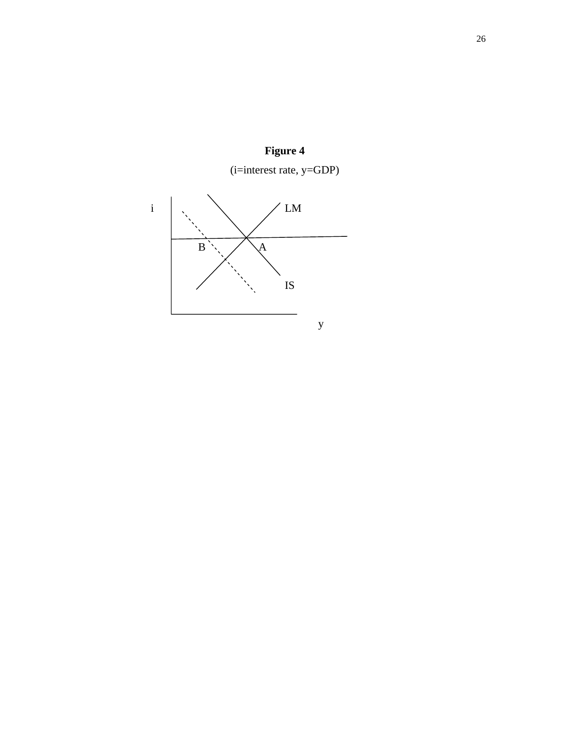**Figure 4**

(i=interest rate, y=GDP)

i LM

B A

IS

y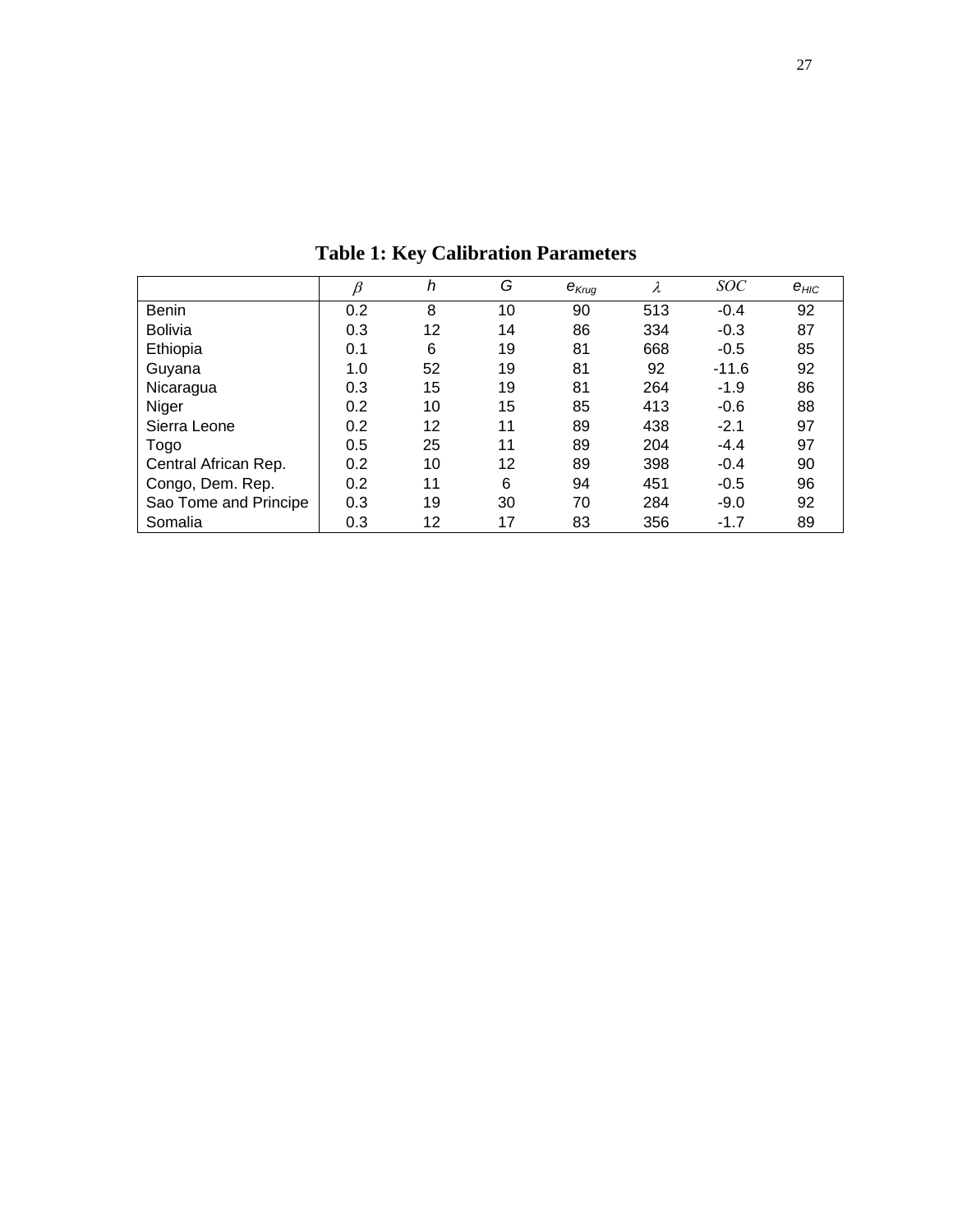## Table 1: Key Calibration Parameters

|  | $\beta$ | $h$ | $G$ | $e_{Krug}$ | $\lambda$ | $SOC$ | $e_{HIC}$ |
|---|---|---|---|---|---|---|---|
| Benin | 0.2 | 8 | 10 | 90 | 513 | -0.4 | 92 |
| Bolivia | 0.3 | 12 | 14 | 86 | 334 | -0.3 | 87 |
| Ethiopia | 0.1 | 6 | 19 | 81 | 668 | -0.5 | 85 |
| Guyana | 1.0 | 52 | 19 | 81 | 92 | -11.6 | 92 |
| Nicaragua | 0.3 | 15 | 19 | 81 | 264 | -1.9 | 86 |
| Niger | 0.2 | 10 | 15 | 85 | 413 | -0.6 | 88 |
| Sierra Leone | 0.2 | 12 | 11 | 89 | 438 | -2.1 | 97 |
| Togo | 0.5 | 25 | 11 | 89 | 204 | -4.4 | 97 |
| Central African Rep. | 0.2 | 10 | 12 | 89 | 398 | -0.4 | 90 |
| Congo, Dem. Rep. | 0.2 | 11 | 6 | 94 | 451 | -0.5 | 96 |
| Sao Tome and Principe | 0.3 | 19 | 30 | 70 | 284 | -9.0 | 92 |
| Somalia | 0.3 | 12 | 17 | 83 | 356 | -1.7 | 89 |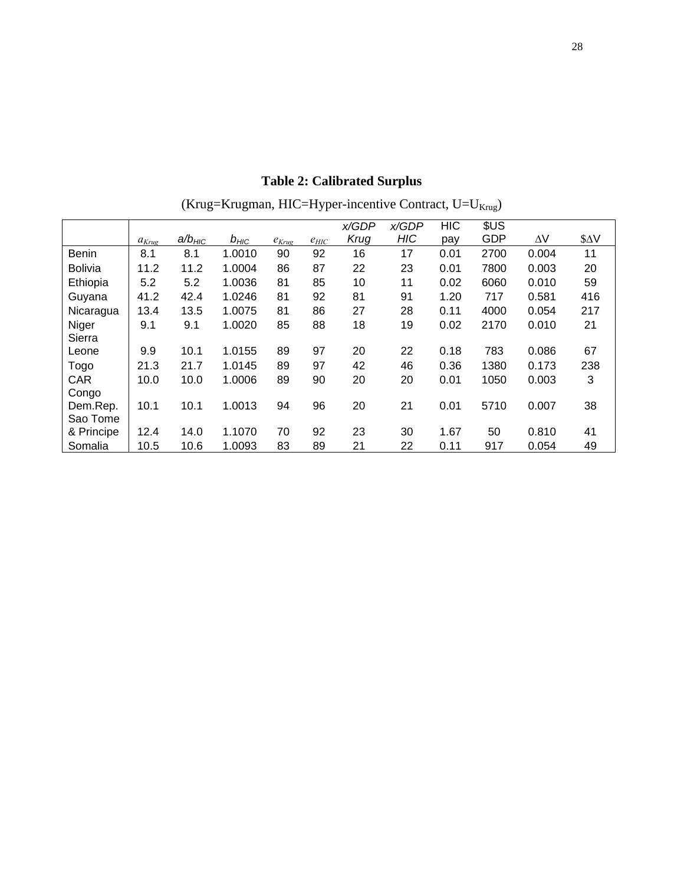**Table 2: Calibrated Surplus**

(Krug=Krugman, HIC=Hyper-incentive Contract, $U=U_{Krug}$)

| | $a_{Krug}$ | $a/b_{HIC}$ | $b_{HIC}$ | $e_{Krug}$ | $e_{HIC}$ | *x/GDP Krug* | *x/GDP HIC* | HIC pay | $US GDP | $\Delta V$ | $\$\Delta V$ |
|---|---|---|---|---|---|---|---|---|---|---|---|
| Benin | 8.1 | 8.1 | 1.0010 | 90 | 92 | 16 | 17 | 0.01 | 2700 | 0.004 | 11 |
| Bolivia | 11.2 | 11.2 | 1.0004 | 86 | 87 | 22 | 23 | 0.01 | 7800 | 0.003 | 20 |
| Ethiopia | 5.2 | 5.2 | 1.0036 | 81 | 85 | 10 | 11 | 0.02 | 6060 | 0.010 | 59 |
| Guyana | 41.2 | 42.4 | 1.0246 | 81 | 92 | 81 | 91 | 1.20 | 717 | 0.581 | 416 |
| Nicaragua | 13.4 | 13.5 | 1.0075 | 81 | 86 | 27 | 28 | 0.11 | 4000 | 0.054 | 217 |
| Niger | 9.1 | 9.1 | 1.0020 | 85 | 88 | 18 | 19 | 0.02 | 2170 | 0.010 | 21 |
| Sierra Leone | 9.9 | 10.1 | 1.0155 | 89 | 97 | 20 | 22 | 0.18 | 783 | 0.086 | 67 |
| Togo | 21.3 | 21.7 | 1.0145 | 89 | 97 | 42 | 46 | 0.36 | 1380 | 0.173 | 238 |
| CAR | 10.0 | 10.0 | 1.0006 | 89 | 90 | 20 | 20 | 0.01 | 1050 | 0.003 | 3 |
| Congo Dem.Rep. | 10.1 | 10.1 | 1.0013 | 94 | 96 | 20 | 21 | 0.01 | 5710 | 0.007 | 38 |
| Sao Tome & Principe | 12.4 | 14.0 | 1.1070 | 70 | 92 | 23 | 30 | 1.67 | 50 | 0.810 | 41 |
| Somalia | 10.5 | 10.6 | 1.0093 | 83 | 89 | 21 | 22 | 0.11 | 917 | 0.054 | 49 |